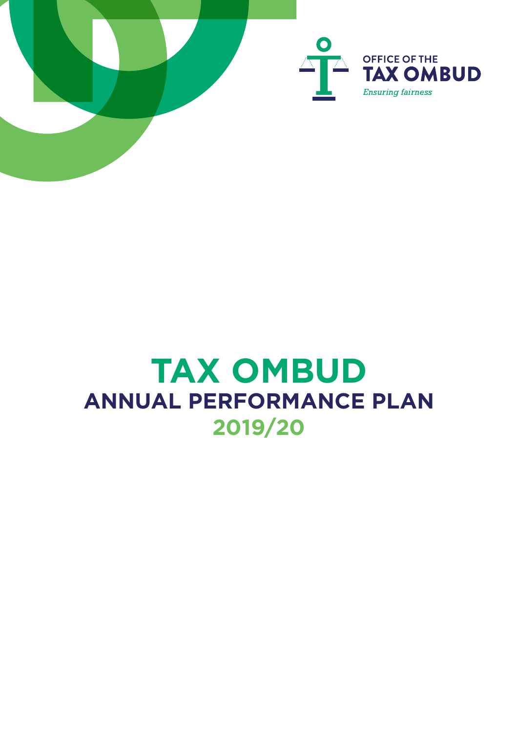OFFICE OF THE
**TAX OMBUD**
*Ensuring fairness*

# TAX OMBUD
## ANNUAL PERFORMANCE PLAN
## 2019/20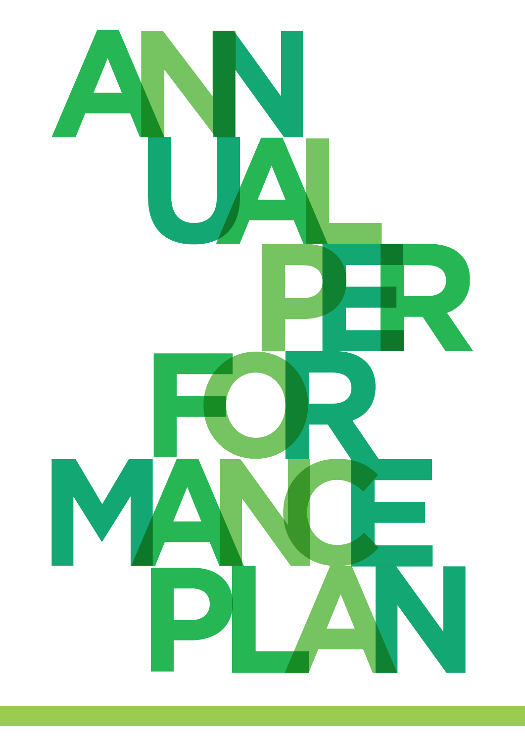# ANNUAL PERFORMANCE PLAN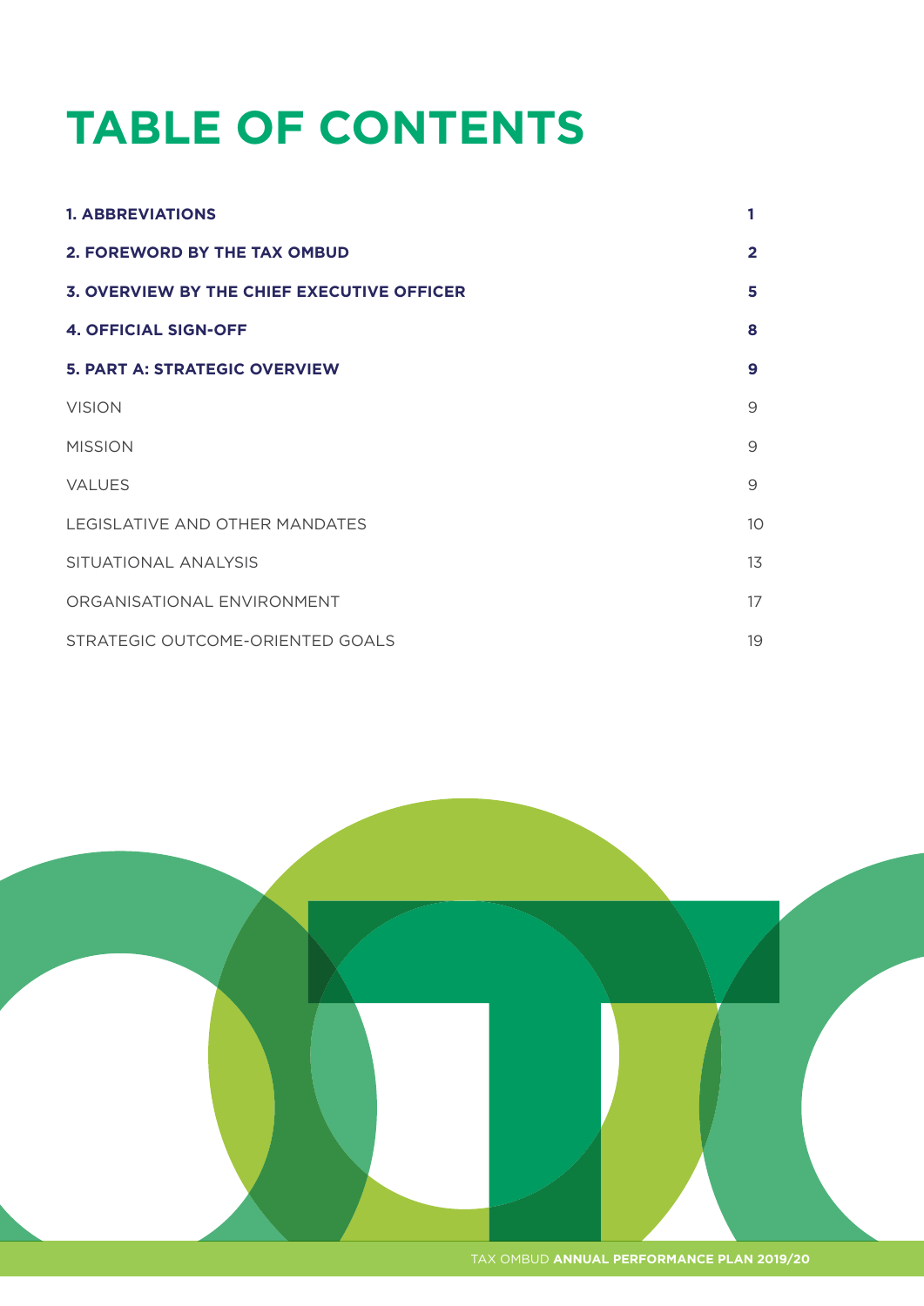# TABLE OF CONTENTS

| | |
|---|---|
| **1. ABBREVIATIONS** | **1** |
| **2. FOREWORD BY THE TAX OMBUD** | **2** |
| **3. OVERVIEW BY THE CHIEF EXECUTIVE OFFICER** | **5** |
| **4. OFFICIAL SIGN-OFF** | **8** |
| **5. PART A: STRATEGIC OVERVIEW** | **9** |
| VISION | 9 |
| MISSION | 9 |
| VALUES | 9 |
| LEGISLATIVE AND OTHER MANDATES | 10 |
| SITUATIONAL ANALYSIS | 13 |
| ORGANISATIONAL ENVIRONMENT | 17 |
| STRATEGIC OUTCOME-ORIENTED GOALS | 19 |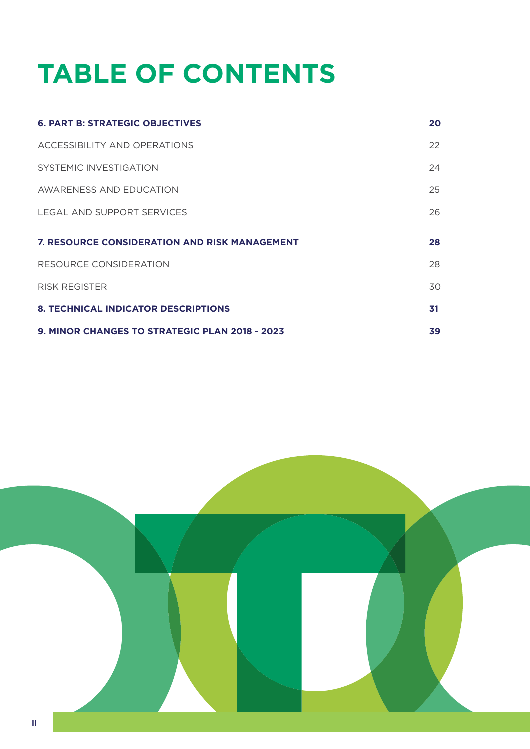# TABLE OF CONTENTS

| | |
|---|---|
| **6. PART B: STRATEGIC OBJECTIVES** | **20** |
| ACCESSIBILITY AND OPERATIONS | 22 |
| SYSTEMIC INVESTIGATION | 24 |
| AWARENESS AND EDUCATION | 25 |
| LEGAL AND SUPPORT SERVICES | 26 |
| **7. RESOURCE CONSIDERATION AND RISK MANAGEMENT** | **28** |
| RESOURCE CONSIDERATION | 28 |
| RISK REGISTER | 30 |
| **8. TECHNICAL INDICATOR DESCRIPTIONS** | **31** |
| **9. MINOR CHANGES TO STRATEGIC PLAN 2018 - 2023** | **39** |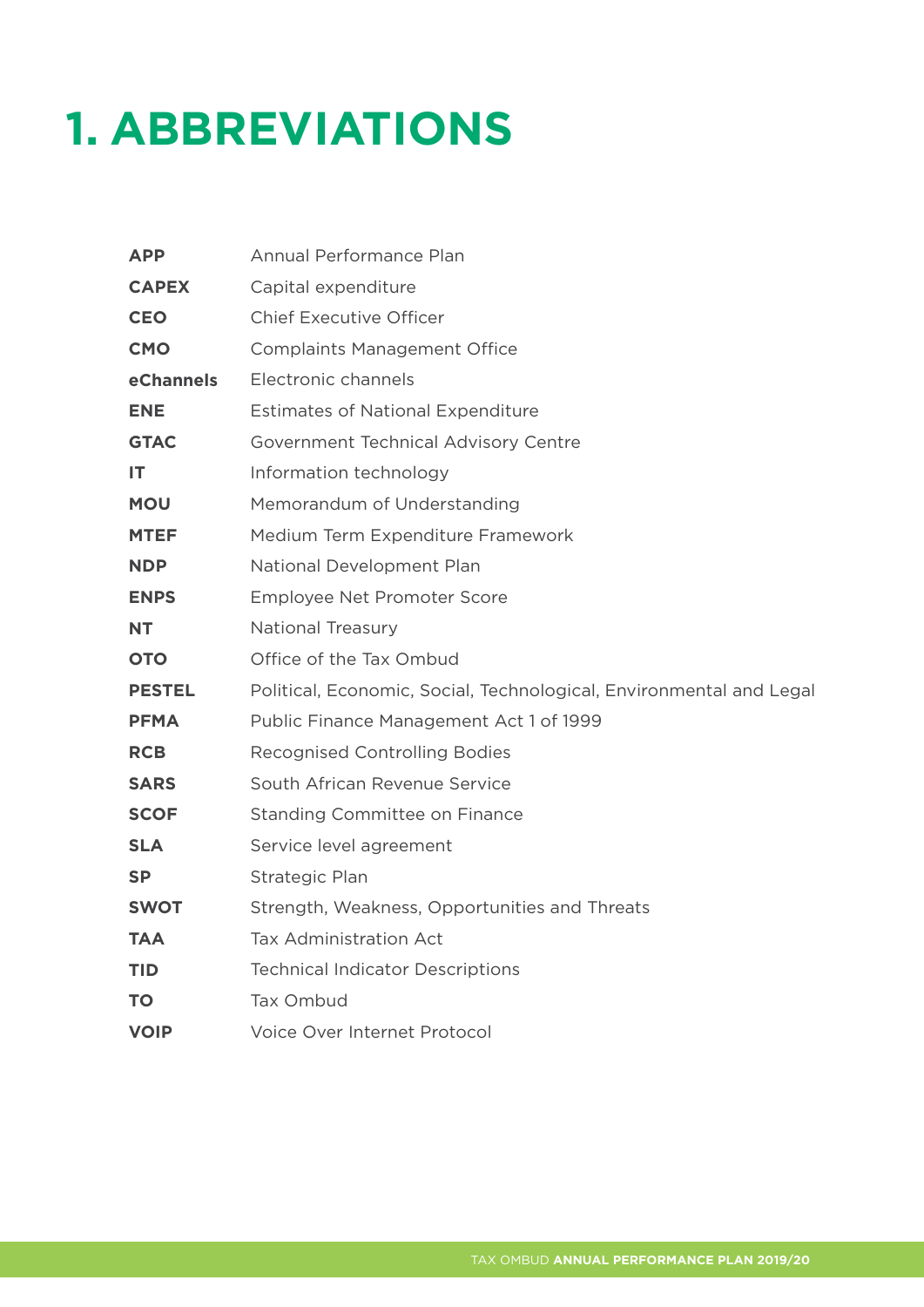# 1. ABBREVIATIONS

| | |
|---|---|
| **APP** | Annual Performance Plan |
| **CAPEX** | Capital expenditure |
| **CEO** | Chief Executive Officer |
| **CMO** | Complaints Management Office |
| **eChannels** | Electronic channels |
| **ENE** | Estimates of National Expenditure |
| **GTAC** | Government Technical Advisory Centre |
| **IT** | Information technology |
| **MOU** | Memorandum of Understanding |
| **MTEF** | Medium Term Expenditure Framework |
| **NDP** | National Development Plan |
| **ENPS** | Employee Net Promoter Score |
| **NT** | National Treasury |
| **OTO** | Office of the Tax Ombud |
| **PESTEL** | Political, Economic, Social, Technological, Environmental and Legal |
| **PFMA** | Public Finance Management Act 1 of 1999 |
| **RCB** | Recognised Controlling Bodies |
| **SARS** | South African Revenue Service |
| **SCOF** | Standing Committee on Finance |
| **SLA** | Service level agreement |
| **SP** | Strategic Plan |
| **SWOT** | Strength, Weakness, Opportunities and Threats |
| **TAA** | Tax Administration Act |
| **TID** | Technical Indicator Descriptions |
| **TO** | Tax Ombud |
| **VOIP** | Voice Over Internet Protocol |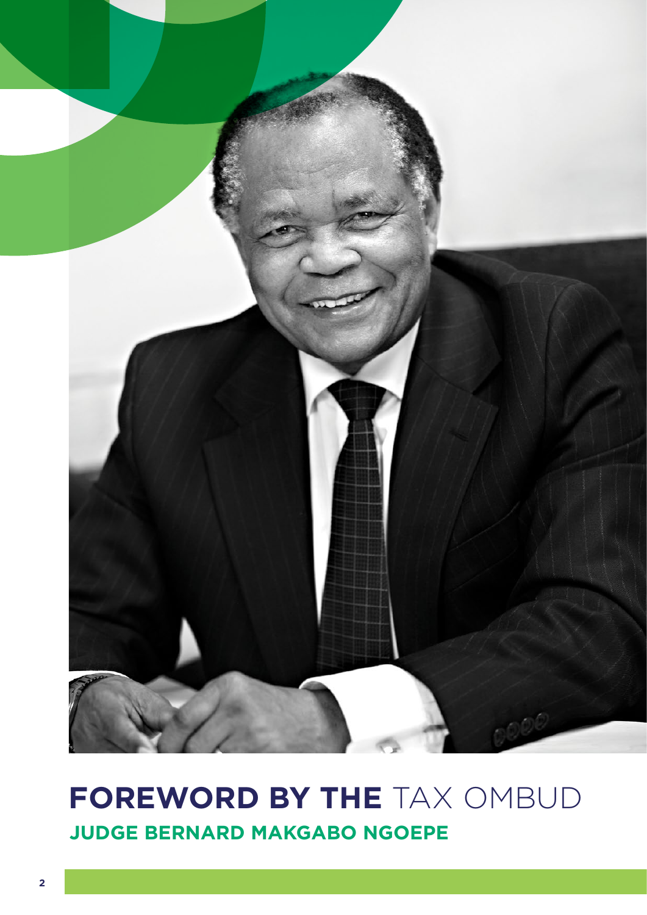# FOREWORD BY THE TAX OMBUD

## JUDGE BERNARD MAKGABO NGOEPE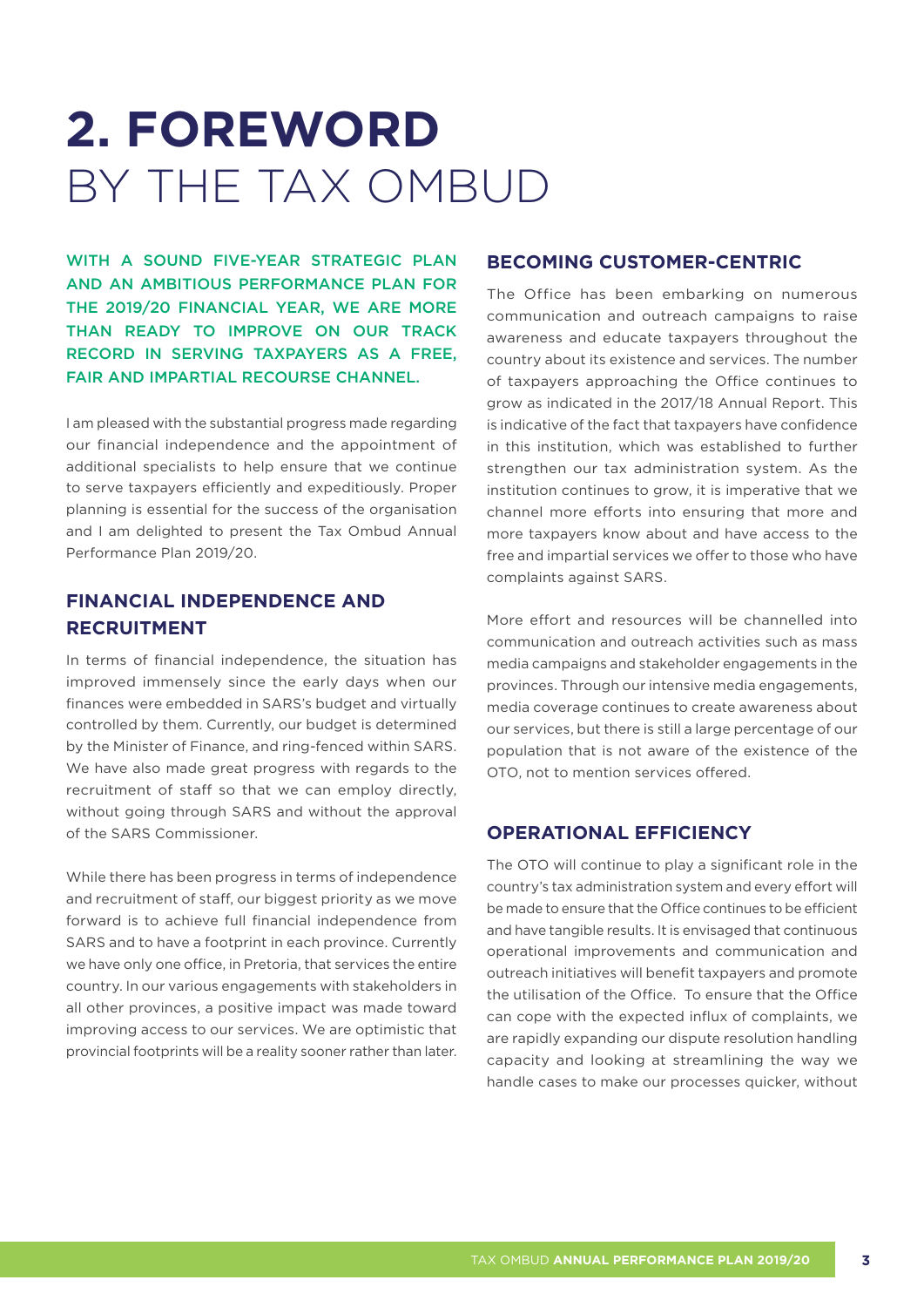# 2. FOREWORD BY THE TAX OMBUD

WITH A SOUND FIVE-YEAR STRATEGIC PLAN AND AN AMBITIOUS PERFORMANCE PLAN FOR THE 2019/20 FINANCIAL YEAR, WE ARE MORE THAN READY TO IMPROVE ON OUR TRACK RECORD IN SERVING TAXPAYERS AS A FREE, FAIR AND IMPARTIAL RECOURSE CHANNEL.

I am pleased with the substantial progress made regarding our financial independence and the appointment of additional specialists to help ensure that we continue to serve taxpayers efficiently and expeditiously. Proper planning is essential for the success of the organisation and I am delighted to present the Tax Ombud Annual Performance Plan 2019/20.

## FINANCIAL INDEPENDENCE AND RECRUITMENT

In terms of financial independence, the situation has improved immensely since the early days when our finances were embedded in SARS's budget and virtually controlled by them. Currently, our budget is determined by the Minister of Finance, and ring-fenced within SARS. We have also made great progress with regards to the recruitment of staff so that we can employ directly, without going through SARS and without the approval of the SARS Commissioner.

While there has been progress in terms of independence and recruitment of staff, our biggest priority as we move forward is to achieve full financial independence from SARS and to have a footprint in each province. Currently we have only one office, in Pretoria, that services the entire country. In our various engagements with stakeholders in all other provinces, a positive impact was made toward improving access to our services. We are optimistic that provincial footprints will be a reality sooner rather than later.

## BECOMING CUSTOMER-CENTRIC

The Office has been embarking on numerous communication and outreach campaigns to raise awareness and educate taxpayers throughout the country about its existence and services. The number of taxpayers approaching the Office continues to grow as indicated in the 2017/18 Annual Report. This is indicative of the fact that taxpayers have confidence in this institution, which was established to further strengthen our tax administration system. As the institution continues to grow, it is imperative that we channel more efforts into ensuring that more and more taxpayers know about and have access to the free and impartial services we offer to those who have complaints against SARS.

More effort and resources will be channelled into communication and outreach activities such as mass media campaigns and stakeholder engagements in the provinces. Through our intensive media engagements, media coverage continues to create awareness about our services, but there is still a large percentage of our population that is not aware of the existence of the OTO, not to mention services offered.

## OPERATIONAL EFFICIENCY

The OTO will continue to play a significant role in the country's tax administration system and every effort will be made to ensure that the Office continues to be efficient and have tangible results. It is envisaged that continuous operational improvements and communication and outreach initiatives will benefit taxpayers and promote the utilisation of the Office. To ensure that the Office can cope with the expected influx of complaints, we are rapidly expanding our dispute resolution handling capacity and looking at streamlining the way we handle cases to make our processes quicker, without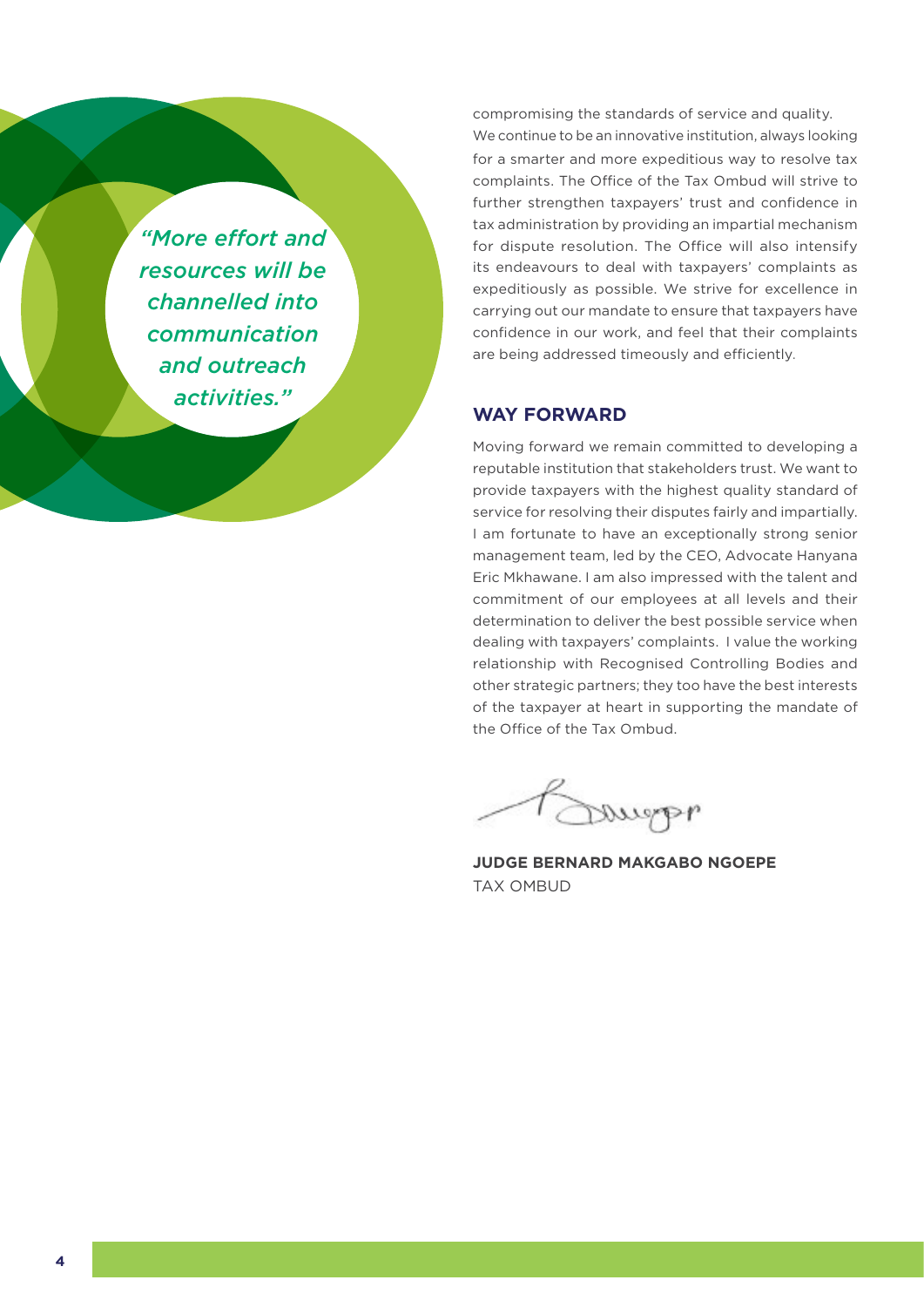*"More effort and resources will be channelled into communication and outreach activities."*

compromising the standards of service and quality. We continue to be an innovative institution, always looking for a smarter and more expeditious way to resolve tax complaints. The Office of the Tax Ombud will strive to further strengthen taxpayers' trust and confidence in tax administration by providing an impartial mechanism for dispute resolution. The Office will also intensify its endeavours to deal with taxpayers' complaints as expeditiously as possible. We strive for excellence in carrying out our mandate to ensure that taxpayers have confidence in our work, and feel that their complaints are being addressed timeously and efficiently.

## WAY FORWARD

Moving forward we remain committed to developing a reputable institution that stakeholders trust. We want to provide taxpayers with the highest quality standard of service for resolving their disputes fairly and impartially. I am fortunate to have an exceptionally strong senior management team, led by the CEO, Advocate Hanyana Eric Mkhawane. I am also impressed with the talent and commitment of our employees at all levels and their determination to deliver the best possible service when dealing with taxpayers' complaints. I value the working relationship with Recognised Controlling Bodies and other strategic partners; they too have the best interests of the taxpayer at heart in supporting the mandate of the Office of the Tax Ombud.

**JUDGE BERNARD MAKGABO NGOEPE**
TAX OMBUD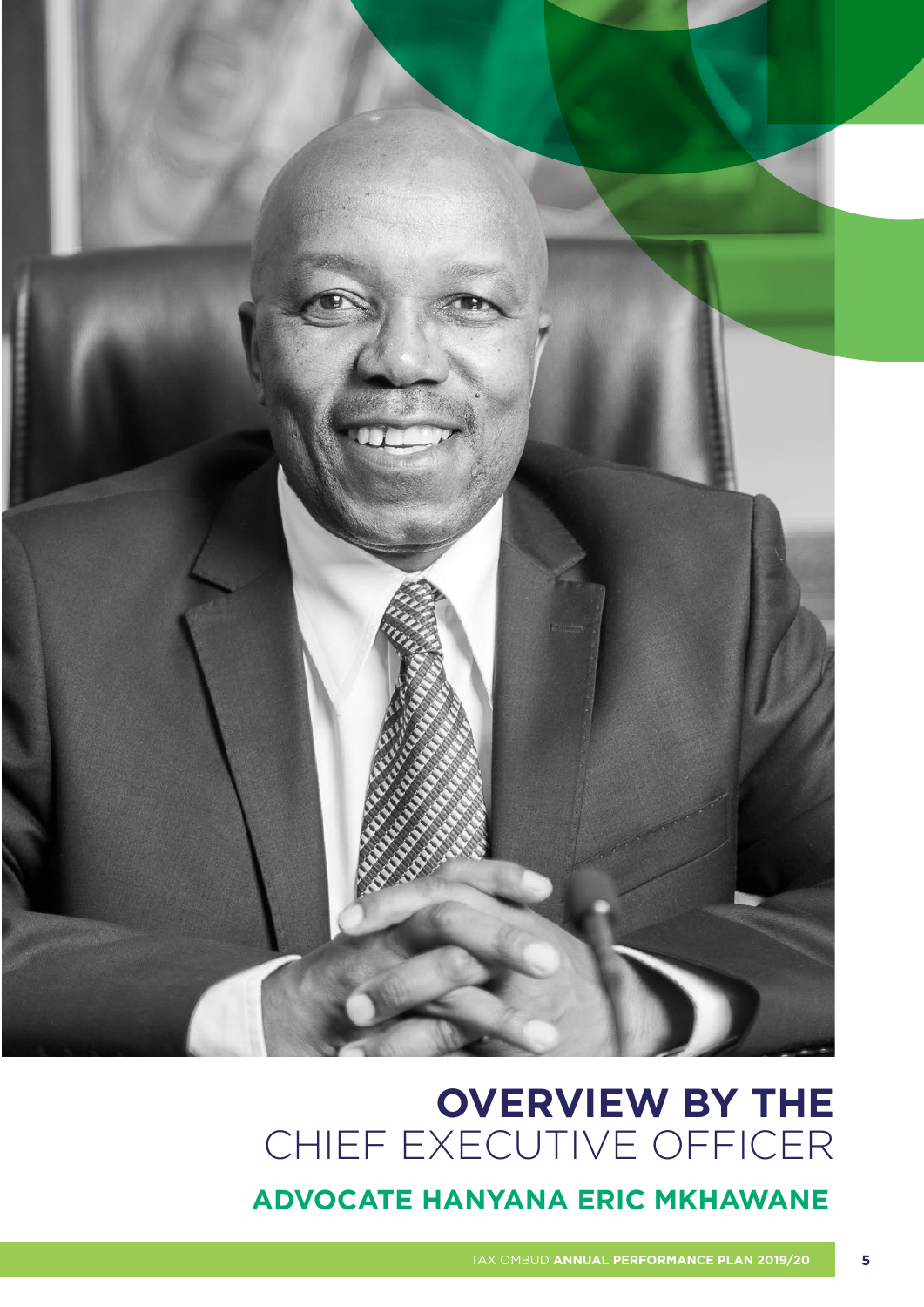# OVERVIEW BY THE CHIEF EXECUTIVE OFFICER

## ADVOCATE HANYANA ERIC MKHAWANE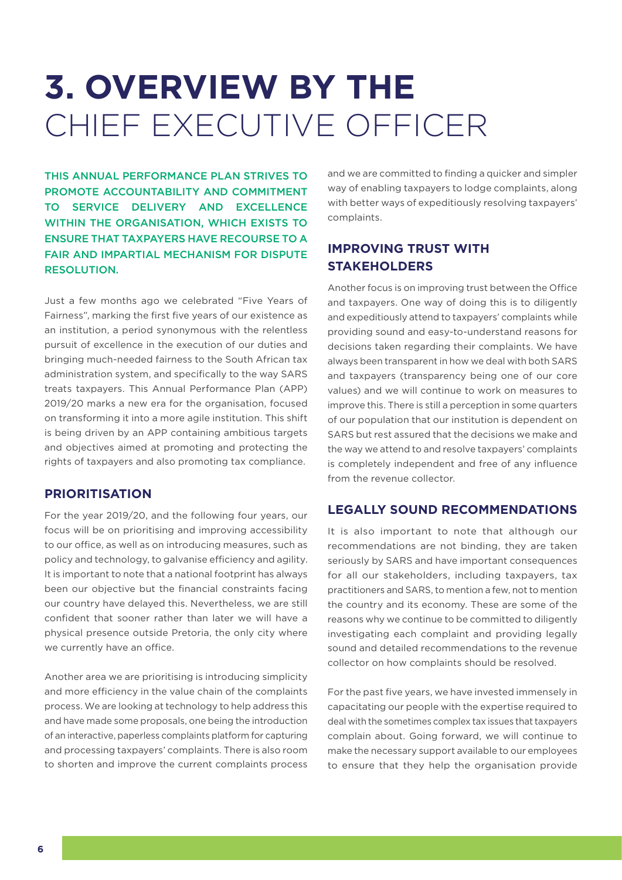# 3. OVERVIEW BY THE CHIEF EXECUTIVE OFFICER

**THIS ANNUAL PERFORMANCE PLAN STRIVES TO PROMOTE ACCOUNTABILITY AND COMMITMENT TO SERVICE DELIVERY AND EXCELLENCE WITHIN THE ORGANISATION, WHICH EXISTS TO ENSURE THAT TAXPAYERS HAVE RECOURSE TO A FAIR AND IMPARTIAL MECHANISM FOR DISPUTE RESOLUTION.**

Just a few months ago we celebrated "Five Years of Fairness", marking the first five years of our existence as an institution, a period synonymous with the relentless pursuit of excellence in the execution of our duties and bringing much-needed fairness to the South African tax administration system, and specifically to the way SARS treats taxpayers. This Annual Performance Plan (APP) 2019/20 marks a new era for the organisation, focused on transforming it into a more agile institution. This shift is being driven by an APP containing ambitious targets and objectives aimed at promoting and protecting the rights of taxpayers and also promoting tax compliance.

## PRIORITISATION

For the year 2019/20, and the following four years, our focus will be on prioritising and improving accessibility to our office, as well as on introducing measures, such as policy and technology, to galvanise efficiency and agility. It is important to note that a national footprint has always been our objective but the financial constraints facing our country have delayed this. Nevertheless, we are still confident that sooner rather than later we will have a physical presence outside Pretoria, the only city where we currently have an office.

Another area we are prioritising is introducing simplicity and more efficiency in the value chain of the complaints process. We are looking at technology to help address this and have made some proposals, one being the introduction of an interactive, paperless complaints platform for capturing and processing taxpayers' complaints. There is also room to shorten and improve the current complaints process and we are committed to finding a quicker and simpler way of enabling taxpayers to lodge complaints, along with better ways of expeditiously resolving taxpayers' complaints.

## IMPROVING TRUST WITH STAKEHOLDERS

Another focus is on improving trust between the Office and taxpayers. One way of doing this is to diligently and expeditiously attend to taxpayers' complaints while providing sound and easy-to-understand reasons for decisions taken regarding their complaints. We have always been transparent in how we deal with both SARS and taxpayers (transparency being one of our core values) and we will continue to work on measures to improve this. There is still a perception in some quarters of our population that our institution is dependent on SARS but rest assured that the decisions we make and the way we attend to and resolve taxpayers' complaints is completely independent and free of any influence from the revenue collector.

## LEGALLY SOUND RECOMMENDATIONS

It is also important to note that although our recommendations are not binding, they are taken seriously by SARS and have important consequences for all our stakeholders, including taxpayers, tax practitioners and SARS, to mention a few, not to mention the country and its economy. These are some of the reasons why we continue to be committed to diligently investigating each complaint and providing legally sound and detailed recommendations to the revenue collector on how complaints should be resolved.

For the past five years, we have invested immensely in capacitating our people with the expertise required to deal with the sometimes complex tax issues that taxpayers complain about. Going forward, we will continue to make the necessary support available to our employees to ensure that they help the organisation provide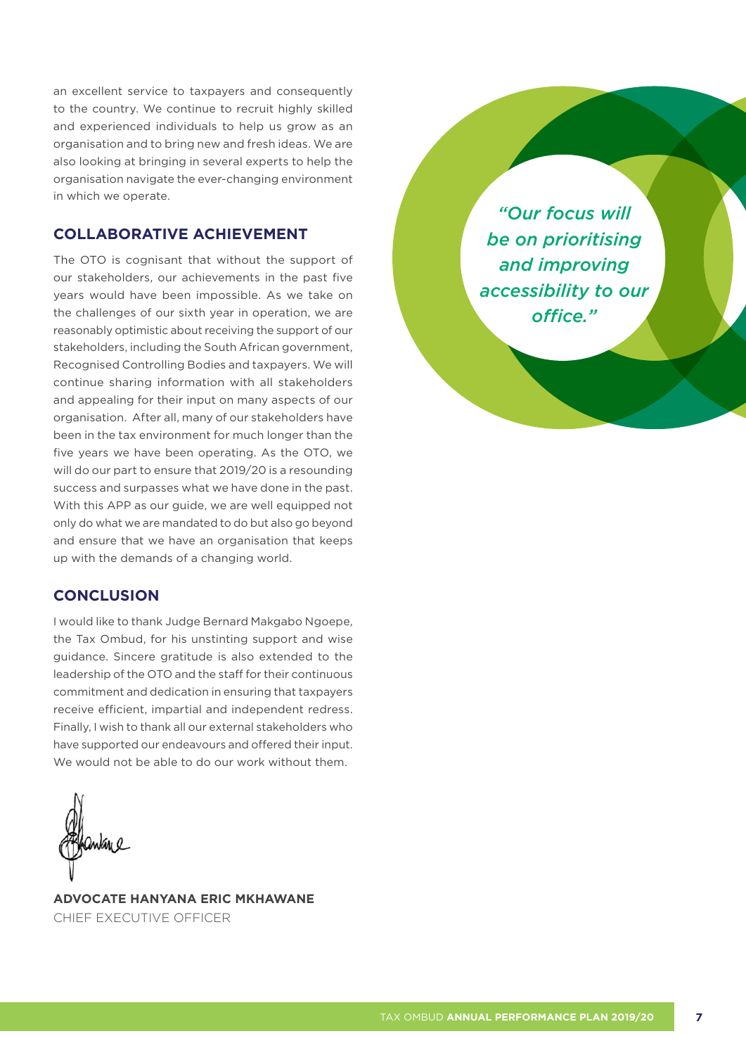an excellent service to taxpayers and consequently to the country. We continue to recruit highly skilled and experienced individuals to help us grow as an organisation and to bring new and fresh ideas. We are also looking at bringing in several experts to help the organisation navigate the ever-changing environment in which we operate.

## COLLABORATIVE ACHIEVEMENT

The OTO is cognisant that without the support of our stakeholders, our achievements in the past five years would have been impossible. As we take on the challenges of our sixth year in operation, we are reasonably optimistic about receiving the support of our stakeholders, including the South African government, Recognised Controlling Bodies and taxpayers. We will continue sharing information with all stakeholders and appealing for their input on many aspects of our organisation. After all, many of our stakeholders have been in the tax environment for much longer than the five years we have been operating. As the OTO, we will do our part to ensure that 2019/20 is a resounding success and surpasses what we have done in the past. With this APP as our guide, we are well equipped not only do what we are mandated to do but also go beyond and ensure that we have an organisation that keeps up with the demands of a changing world.

## CONCLUSION

I would like to thank Judge Bernard Makgabo Ngoepe, the Tax Ombud, for his unstinting support and wise guidance. Sincere gratitude is also extended to the leadership of the OTO and the staff for their continuous commitment and dedication in ensuring that taxpayers receive efficient, impartial and independent redress. Finally, I wish to thank all our external stakeholders who have supported our endeavours and offered their input. We would not be able to do our work without them.

**ADVOCATE HANYANA ERIC MKHAWANE**
CHIEF EXECUTIVE OFFICER

*"Our focus will be on prioritising and improving accessibility to our office."*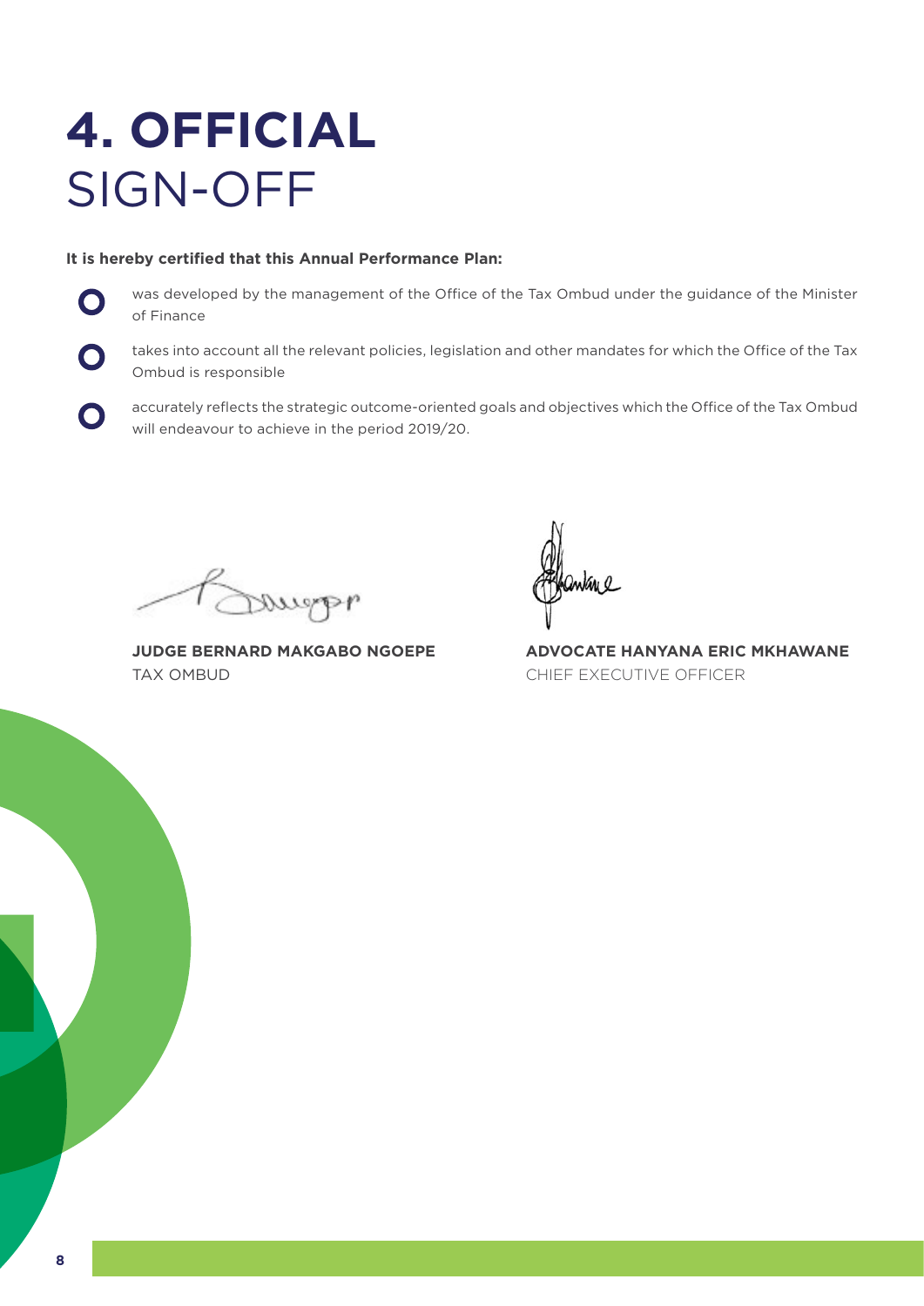# 4. OFFICIAL SIGN-OFF

**It is hereby certified that this Annual Performance Plan:**

- was developed by the management of the Office of the Tax Ombud under the guidance of the Minister of Finance
- takes into account all the relevant policies, legislation and other mandates for which the Office of the Tax Ombud is responsible
- accurately reflects the strategic outcome-oriented goals and objectives which the Office of the Tax Ombud will endeavour to achieve in the period 2019/20.

**JUDGE BERNARD MAKGABO NGOEPE**
TAX OMBUD

**ADVOCATE HANYANA ERIC MKHAWANE**
CHIEF EXECUTIVE OFFICER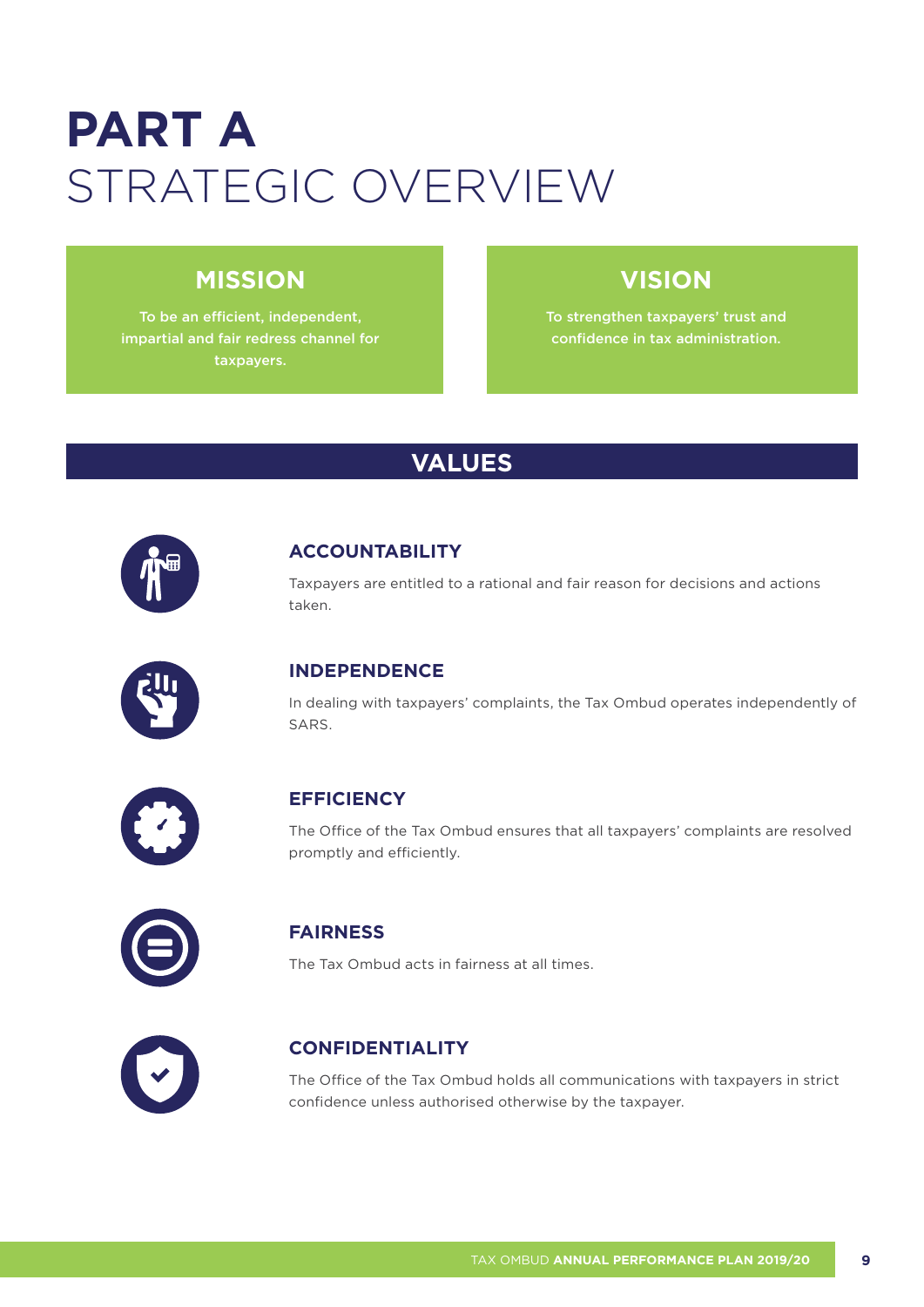# PART A
# STRATEGIC OVERVIEW

## MISSION

To be an efficient, independent, impartial and fair redress channel for taxpayers.

## VISION

To strengthen taxpayers' trust and confidence in tax administration.

## VALUES

### ACCOUNTABILITY

Taxpayers are entitled to a rational and fair reason for decisions and actions taken.

### INDEPENDENCE

In dealing with taxpayers' complaints, the Tax Ombud operates independently of SARS.

### EFFICIENCY

The Office of the Tax Ombud ensures that all taxpayers' complaints are resolved promptly and efficiently.

### FAIRNESS

The Tax Ombud acts in fairness at all times.

### CONFIDENTIALITY

The Office of the Tax Ombud holds all communications with taxpayers in strict confidence unless authorised otherwise by the taxpayer.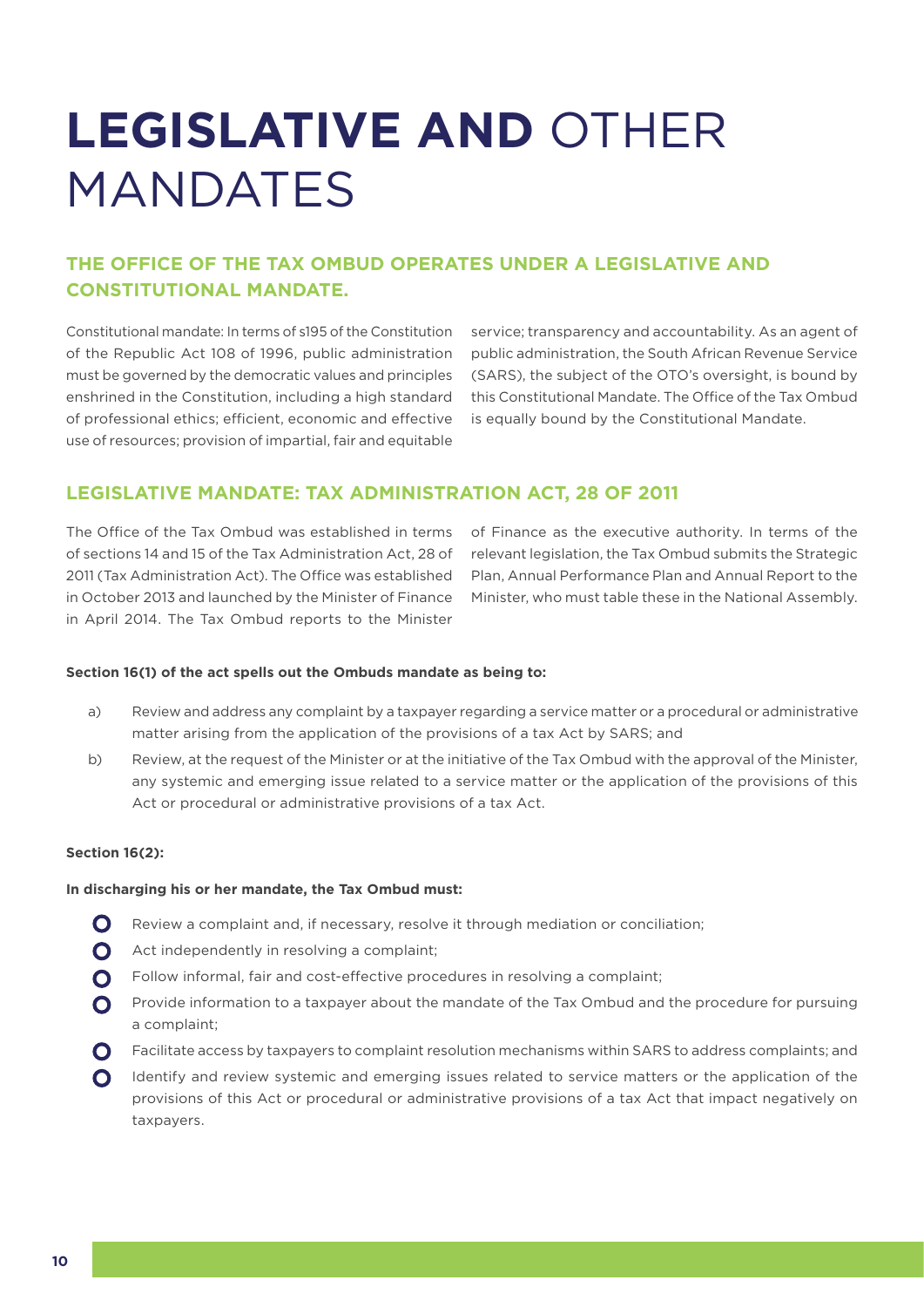# **LEGISLATIVE AND** OTHER MANDATES

## THE OFFICE OF THE TAX OMBUD OPERATES UNDER A LEGISLATIVE AND CONSTITUTIONAL MANDATE.

Constitutional mandate: In terms of s195 of the Constitution of the Republic Act 108 of 1996, public administration must be governed by the democratic values and principles enshrined in the Constitution, including a high standard of professional ethics; efficient, economic and effective use of resources; provision of impartial, fair and equitable service; transparency and accountability. As an agent of public administration, the South African Revenue Service (SARS), the subject of the OTO's oversight, is bound by this Constitutional Mandate. The Office of the Tax Ombud is equally bound by the Constitutional Mandate.

## LEGISLATIVE MANDATE: TAX ADMINISTRATION ACT, 28 OF 2011

The Office of the Tax Ombud was established in terms of sections 14 and 15 of the Tax Administration Act, 28 of 2011 (Tax Administration Act). The Office was established in October 2013 and launched by the Minister of Finance in April 2014. The Tax Ombud reports to the Minister of Finance as the executive authority. In terms of the relevant legislation, the Tax Ombud submits the Strategic Plan, Annual Performance Plan and Annual Report to the Minister, who must table these in the National Assembly.

**Section 16(1) of the act spells out the Ombuds mandate as being to:**

a) Review and address any complaint by a taxpayer regarding a service matter or a procedural or administrative matter arising from the application of the provisions of a tax Act by SARS; and

b) Review, at the request of the Minister or at the initiative of the Tax Ombud with the approval of the Minister, any systemic and emerging issue related to a service matter or the application of the provisions of this Act or procedural or administrative provisions of a tax Act.

**Section 16(2):**

**In discharging his or her mandate, the Tax Ombud must:**

- Review a complaint and, if necessary, resolve it through mediation or conciliation;
- Act independently in resolving a complaint;
- Follow informal, fair and cost-effective procedures in resolving a complaint;
- Provide information to a taxpayer about the mandate of the Tax Ombud and the procedure for pursuing a complaint;
- Facilitate access by taxpayers to complaint resolution mechanisms within SARS to address complaints; and
- Identify and review systemic and emerging issues related to service matters or the application of the provisions of this Act or procedural or administrative provisions of a tax Act that impact negatively on taxpayers.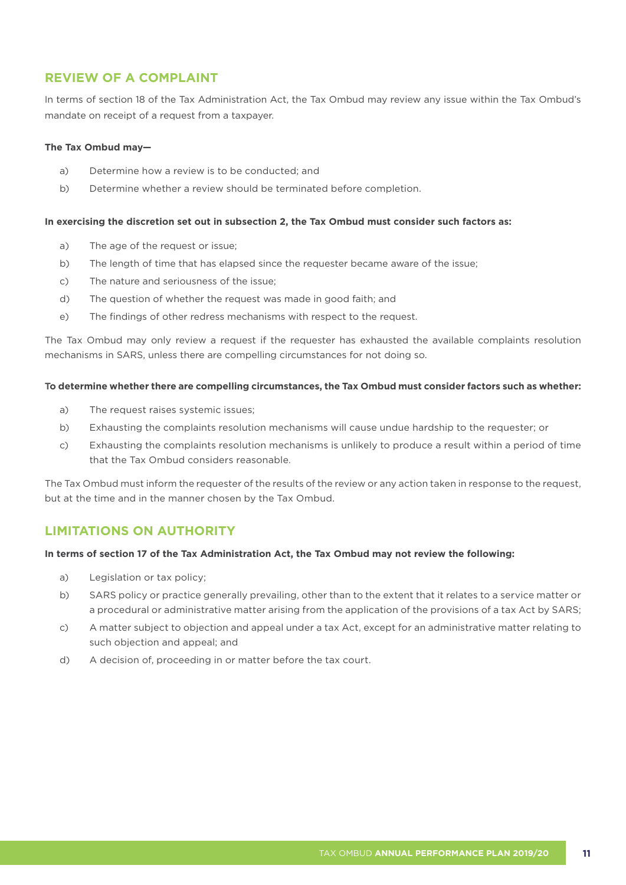## REVIEW OF A COMPLAINT

In terms of section 18 of the Tax Administration Act, the Tax Ombud may review any issue within the Tax Ombud's mandate on receipt of a request from a taxpayer.

**The Tax Ombud may—**

a) Determine how a review is to be conducted; and

b) Determine whether a review should be terminated before completion.

**In exercising the discretion set out in subsection 2, the Tax Ombud must consider such factors as:**

a) The age of the request or issue;

b) The length of time that has elapsed since the requester became aware of the issue;

c) The nature and seriousness of the issue;

d) The question of whether the request was made in good faith; and

e) The findings of other redress mechanisms with respect to the request.

The Tax Ombud may only review a request if the requester has exhausted the available complaints resolution mechanisms in SARS, unless there are compelling circumstances for not doing so.

**To determine whether there are compelling circumstances, the Tax Ombud must consider factors such as whether:**

a) The request raises systemic issues;

b) Exhausting the complaints resolution mechanisms will cause undue hardship to the requester; or

c) Exhausting the complaints resolution mechanisms is unlikely to produce a result within a period of time that the Tax Ombud considers reasonable.

The Tax Ombud must inform the requester of the results of the review or any action taken in response to the request, but at the time and in the manner chosen by the Tax Ombud.

## LIMITATIONS ON AUTHORITY

**In terms of section 17 of the Tax Administration Act, the Tax Ombud may not review the following:**

a) Legislation or tax policy;

b) SARS policy or practice generally prevailing, other than to the extent that it relates to a service matter or a procedural or administrative matter arising from the application of the provisions of a tax Act by SARS;

c) A matter subject to objection and appeal under a tax Act, except for an administrative matter relating to such objection and appeal; and

d) A decision of, proceeding in or matter before the tax court.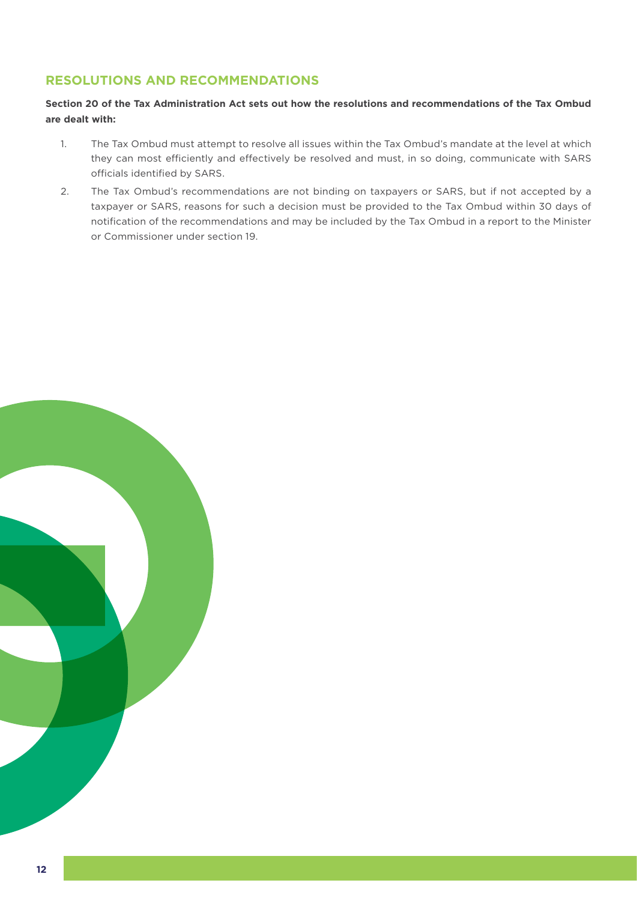## RESOLUTIONS AND RECOMMENDATIONS

**Section 20 of the Tax Administration Act sets out how the resolutions and recommendations of the Tax Ombud are dealt with:**

1. The Tax Ombud must attempt to resolve all issues within the Tax Ombud's mandate at the level at which they can most efficiently and effectively be resolved and must, in so doing, communicate with SARS officials identified by SARS.
2. The Tax Ombud's recommendations are not binding on taxpayers or SARS, but if not accepted by a taxpayer or SARS, reasons for such a decision must be provided to the Tax Ombud within 30 days of notification of the recommendations and may be included by the Tax Ombud in a report to the Minister or Commissioner under section 19.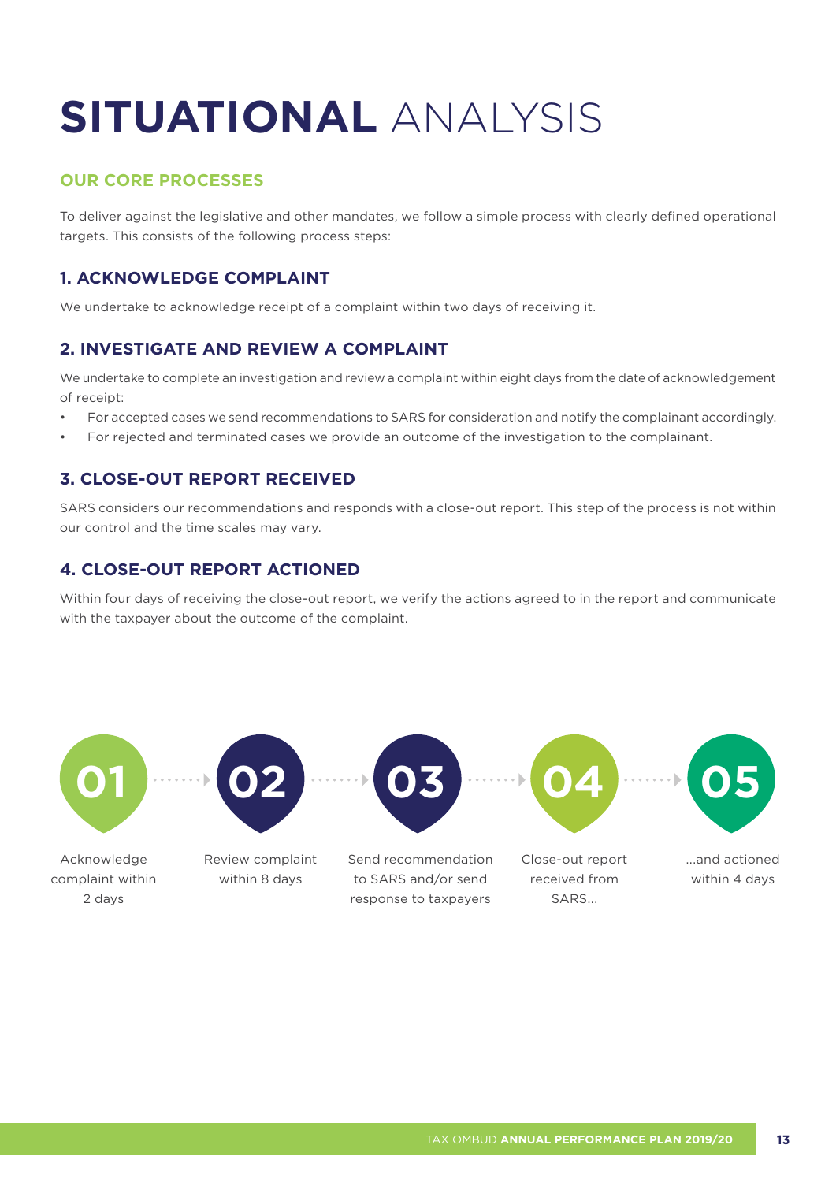# SITUATIONAL ANALYSIS

## OUR CORE PROCESSES

To deliver against the legislative and other mandates, we follow a simple process with clearly defined operational targets. This consists of the following process steps:

### 1. ACKNOWLEDGE COMPLAINT

We undertake to acknowledge receipt of a complaint within two days of receiving it.

### 2. INVESTIGATE AND REVIEW A COMPLAINT

We undertake to complete an investigation and review a complaint within eight days from the date of acknowledgement of receipt:

- For accepted cases we send recommendations to SARS for consideration and notify the complainant accordingly.
- For rejected and terminated cases we provide an outcome of the investigation to the complainant.

### 3. CLOSE-OUT REPORT RECEIVED

SARS considers our recommendations and responds with a close-out report. This step of the process is not within our control and the time scales may vary.

### 4. CLOSE-OUT REPORT ACTIONED

Within four days of receiving the close-out report, we verify the actions agreed to in the report and communicate with the taxpayer about the outcome of the complaint.

**01** Acknowledge complaint within 2 days → **02** Review complaint within 8 days → **03** Send recommendation to SARS and/or send response to taxpayers → **04** Close-out report received from SARS... → **05** ...and actioned within 4 days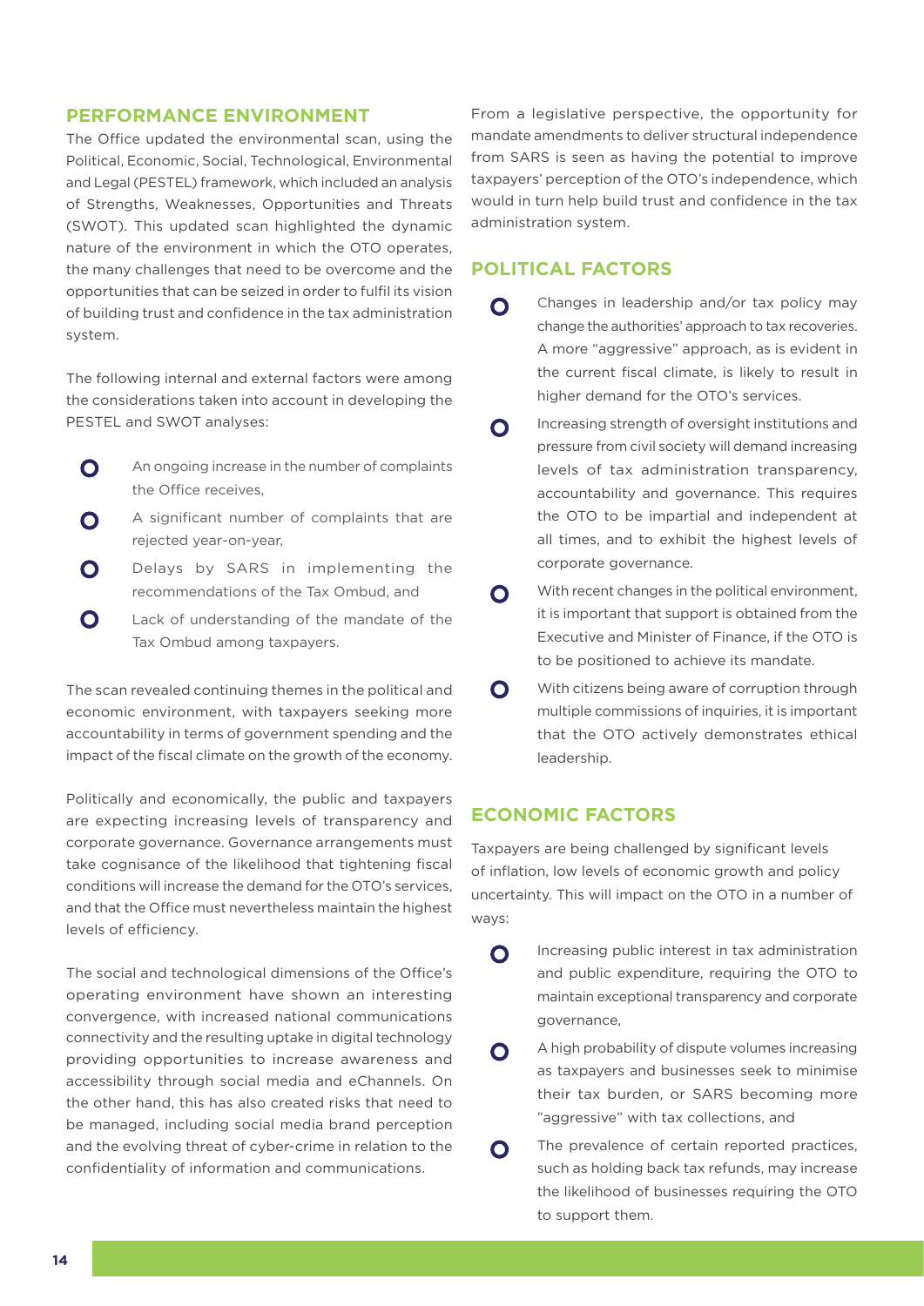## PERFORMANCE ENVIRONMENT

The Office updated the environmental scan, using the Political, Economic, Social, Technological, Environmental and Legal (PESTEL) framework, which included an analysis of Strengths, Weaknesses, Opportunities and Threats (SWOT). This updated scan highlighted the dynamic nature of the environment in which the OTO operates, the many challenges that need to be overcome and the opportunities that can be seized in order to fulfil its vision of building trust and confidence in the tax administration system.

The following internal and external factors were among the considerations taken into account in developing the PESTEL and SWOT analyses:

- An ongoing increase in the number of complaints the Office receives,
- A significant number of complaints that are rejected year-on-year,
- Delays by SARS in implementing the recommendations of the Tax Ombud, and
- Lack of understanding of the mandate of the Tax Ombud among taxpayers.

The scan revealed continuing themes in the political and economic environment, with taxpayers seeking more accountability in terms of government spending and the impact of the fiscal climate on the growth of the economy.

Politically and economically, the public and taxpayers are expecting increasing levels of transparency and corporate governance. Governance arrangements must take cognisance of the likelihood that tightening fiscal conditions will increase the demand for the OTO's services, and that the Office must nevertheless maintain the highest levels of efficiency.

The social and technological dimensions of the Office's operating environment have shown an interesting convergence, with increased national communications connectivity and the resulting uptake in digital technology providing opportunities to increase awareness and accessibility through social media and eChannels. On the other hand, this has also created risks that need to be managed, including social media brand perception and the evolving threat of cyber-crime in relation to the confidentiality of information and communications.

From a legislative perspective, the opportunity for mandate amendments to deliver structural independence from SARS is seen as having the potential to improve taxpayers' perception of the OTO's independence, which would in turn help build trust and confidence in the tax administration system.

## POLITICAL FACTORS

- Changes in leadership and/or tax policy may change the authorities' approach to tax recoveries. A more "aggressive" approach, as is evident in the current fiscal climate, is likely to result in higher demand for the OTO's services.
- Increasing strength of oversight institutions and pressure from civil society will demand increasing levels of tax administration transparency, accountability and governance. This requires the OTO to be impartial and independent at all times, and to exhibit the highest levels of corporate governance.
- With recent changes in the political environment, it is important that support is obtained from the Executive and Minister of Finance, if the OTO is to be positioned to achieve its mandate.
- With citizens being aware of corruption through multiple commissions of inquiries, it is important that the OTO actively demonstrates ethical leadership.

## ECONOMIC FACTORS

Taxpayers are being challenged by significant levels of inflation, low levels of economic growth and policy uncertainty. This will impact on the OTO in a number of ways:

- Increasing public interest in tax administration and public expenditure, requiring the OTO to maintain exceptional transparency and corporate governance,
- A high probability of dispute volumes increasing as taxpayers and businesses seek to minimise their tax burden, or SARS becoming more "aggressive" with tax collections, and
- The prevalence of certain reported practices, such as holding back tax refunds, may increase the likelihood of businesses requiring the OTO to support them.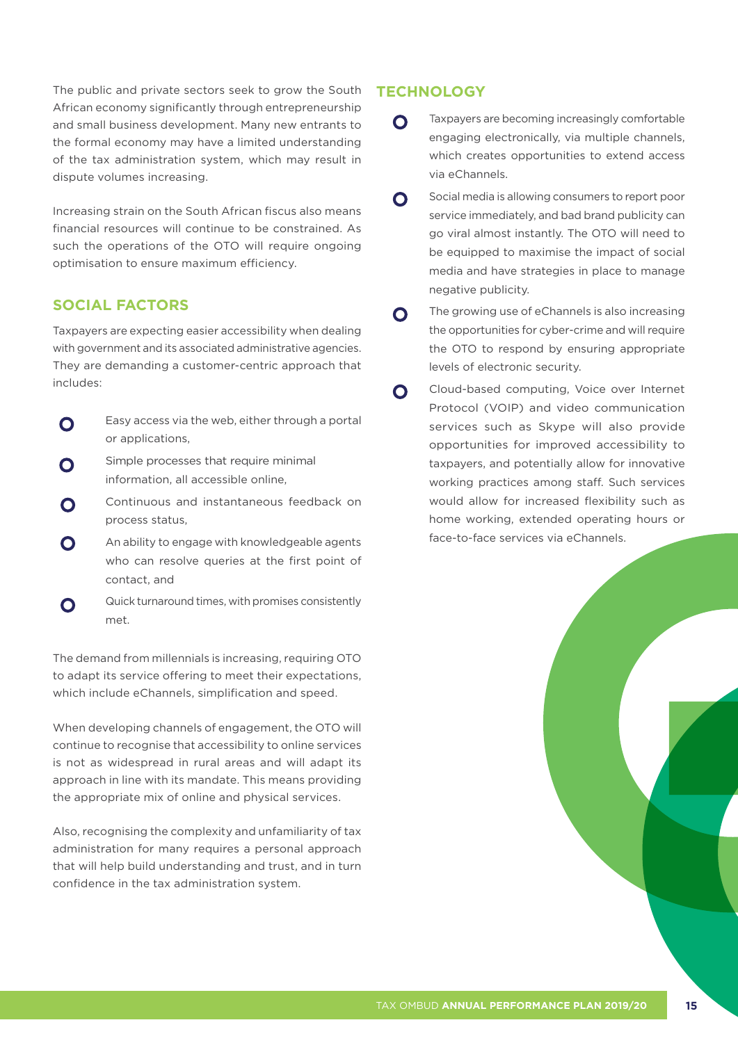The public and private sectors seek to grow the South African economy significantly through entrepreneurship and small business development. Many new entrants to the formal economy may have a limited understanding of the tax administration system, which may result in dispute volumes increasing.

Increasing strain on the South African fiscus also means financial resources will continue to be constrained. As such the operations of the OTO will require ongoing optimisation to ensure maximum efficiency.

## SOCIAL FACTORS

Taxpayers are expecting easier accessibility when dealing with government and its associated administrative agencies. They are demanding a customer-centric approach that includes:

- Easy access via the web, either through a portal or applications,
- Simple processes that require minimal information, all accessible online,
- Continuous and instantaneous feedback on process status,
- An ability to engage with knowledgeable agents who can resolve queries at the first point of contact, and
- Quick turnaround times, with promises consistently met.

The demand from millennials is increasing, requiring OTO to adapt its service offering to meet their expectations, which include eChannels, simplification and speed.

When developing channels of engagement, the OTO will continue to recognise that accessibility to online services is not as widespread in rural areas and will adapt its approach in line with its mandate. This means providing the appropriate mix of online and physical services.

Also, recognising the complexity and unfamiliarity of tax administration for many requires a personal approach that will help build understanding and trust, and in turn confidence in the tax administration system.

## TECHNOLOGY

- Taxpayers are becoming increasingly comfortable engaging electronically, via multiple channels, which creates opportunities to extend access via eChannels.
- Social media is allowing consumers to report poor service immediately, and bad brand publicity can go viral almost instantly. The OTO will need to be equipped to maximise the impact of social media and have strategies in place to manage negative publicity.
- The growing use of eChannels is also increasing the opportunities for cyber-crime and will require the OTO to respond by ensuring appropriate levels of electronic security.
- Cloud-based computing, Voice over Internet Protocol (VOIP) and video communication services such as Skype will also provide opportunities for improved accessibility to taxpayers, and potentially allow for innovative working practices among staff. Such services would allow for increased flexibility such as home working, extended operating hours or face-to-face services via eChannels.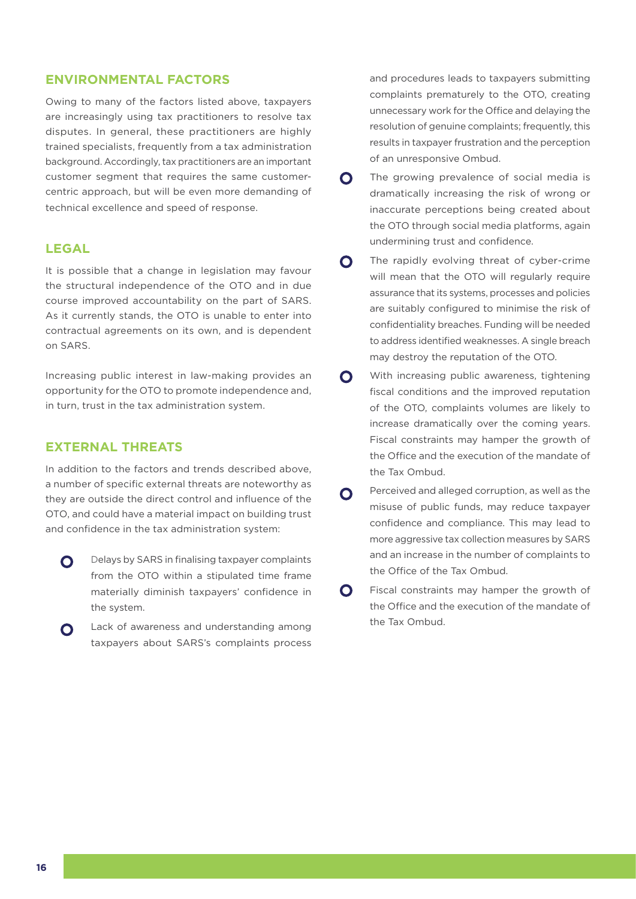## ENVIRONMENTAL FACTORS

Owing to many of the factors listed above, taxpayers are increasingly using tax practitioners to resolve tax disputes. In general, these practitioners are highly trained specialists, frequently from a tax administration background. Accordingly, tax practitioners are an important customer segment that requires the same customer-centric approach, but will be even more demanding of technical excellence and speed of response.

## LEGAL

It is possible that a change in legislation may favour the structural independence of the OTO and in due course improved accountability on the part of SARS. As it currently stands, the OTO is unable to enter into contractual agreements on its own, and is dependent on SARS.

Increasing public interest in law-making provides an opportunity for the OTO to promote independence and, in turn, trust in the tax administration system.

## EXTERNAL THREATS

In addition to the factors and trends described above, a number of specific external threats are noteworthy as they are outside the direct control and influence of the OTO, and could have a material impact on building trust and confidence in the tax administration system:

- Delays by SARS in finalising taxpayer complaints from the OTO within a stipulated time frame materially diminish taxpayers' confidence in the system.
- Lack of awareness and understanding among taxpayers about SARS's complaints process and procedures leads to taxpayers submitting complaints prematurely to the OTO, creating unnecessary work for the Office and delaying the resolution of genuine complaints; frequently, this results in taxpayer frustration and the perception of an unresponsive Ombud.
- The growing prevalence of social media is dramatically increasing the risk of wrong or inaccurate perceptions being created about the OTO through social media platforms, again undermining trust and confidence.
- The rapidly evolving threat of cyber-crime will mean that the OTO will regularly require assurance that its systems, processes and policies are suitably configured to minimise the risk of confidentiality breaches. Funding will be needed to address identified weaknesses. A single breach may destroy the reputation of the OTO.
- With increasing public awareness, tightening fiscal conditions and the improved reputation of the OTO, complaints volumes are likely to increase dramatically over the coming years. Fiscal constraints may hamper the growth of the Office and the execution of the mandate of the Tax Ombud.
- Perceived and alleged corruption, as well as the misuse of public funds, may reduce taxpayer confidence and compliance. This may lead to more aggressive tax collection measures by SARS and an increase in the number of complaints to the Office of the Tax Ombud.
- Fiscal constraints may hamper the growth of the Office and the execution of the mandate of the Tax Ombud.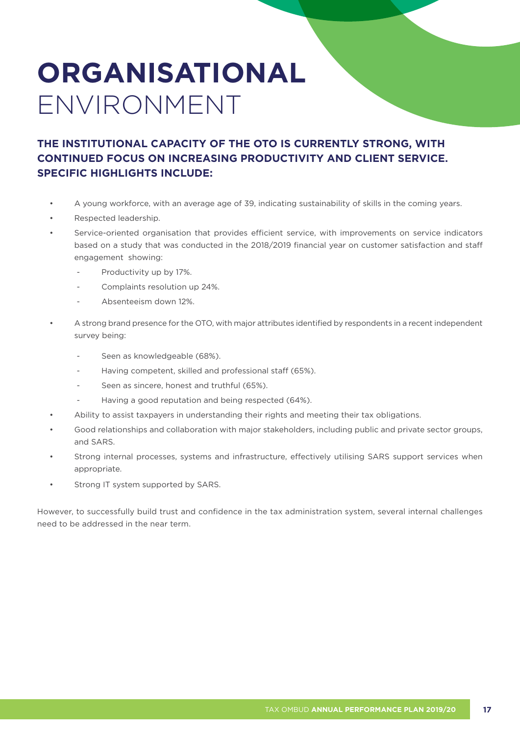# ORGANISATIONAL ENVIRONMENT

**THE INSTITUTIONAL CAPACITY OF THE OTO IS CURRENTLY STRONG, WITH CONTINUED FOCUS ON INCREASING PRODUCTIVITY AND CLIENT SERVICE. SPECIFIC HIGHLIGHTS INCLUDE:**

- A young workforce, with an average age of 39, indicating sustainability of skills in the coming years.
- Respected leadership.
- Service-oriented organisation that provides efficient service, with improvements on service indicators based on a study that was conducted in the 2018/2019 financial year on customer satisfaction and staff engagement showing:
  - Productivity up by 17%.
  - Complaints resolution up 24%.
  - Absenteeism down 12%.
- A strong brand presence for the OTO, with major attributes identified by respondents in a recent independent survey being:
  - Seen as knowledgeable (68%).
  - Having competent, skilled and professional staff (65%).
  - Seen as sincere, honest and truthful (65%).
  - Having a good reputation and being respected (64%).
- Ability to assist taxpayers in understanding their rights and meeting their tax obligations.
- Good relationships and collaboration with major stakeholders, including public and private sector groups, and SARS.
- Strong internal processes, systems and infrastructure, effectively utilising SARS support services when appropriate.
- Strong IT system supported by SARS.

However, to successfully build trust and confidence in the tax administration system, several internal challenges need to be addressed in the near term.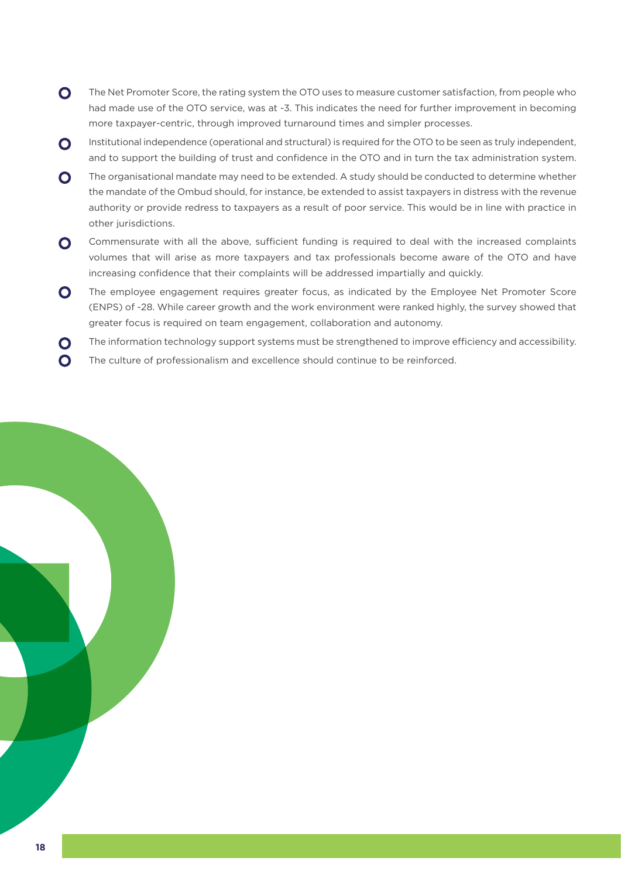- The Net Promoter Score, the rating system the OTO uses to measure customer satisfaction, from people who had made use of the OTO service, was at -3. This indicates the need for further improvement in becoming more taxpayer-centric, through improved turnaround times and simpler processes.
- Institutional independence (operational and structural) is required for the OTO to be seen as truly independent, and to support the building of trust and confidence in the OTO and in turn the tax administration system.
- The organisational mandate may need to be extended. A study should be conducted to determine whether the mandate of the Ombud should, for instance, be extended to assist taxpayers in distress with the revenue authority or provide redress to taxpayers as a result of poor service. This would be in line with practice in other jurisdictions.
- Commensurate with all the above, sufficient funding is required to deal with the increased complaints volumes that will arise as more taxpayers and tax professionals become aware of the OTO and have increasing confidence that their complaints will be addressed impartially and quickly.
- The employee engagement requires greater focus, as indicated by the Employee Net Promoter Score (ENPS) of -28. While career growth and the work environment were ranked highly, the survey showed that greater focus is required on team engagement, collaboration and autonomy.
- The information technology support systems must be strengthened to improve efficiency and accessibility.
- The culture of professionalism and excellence should continue to be reinforced.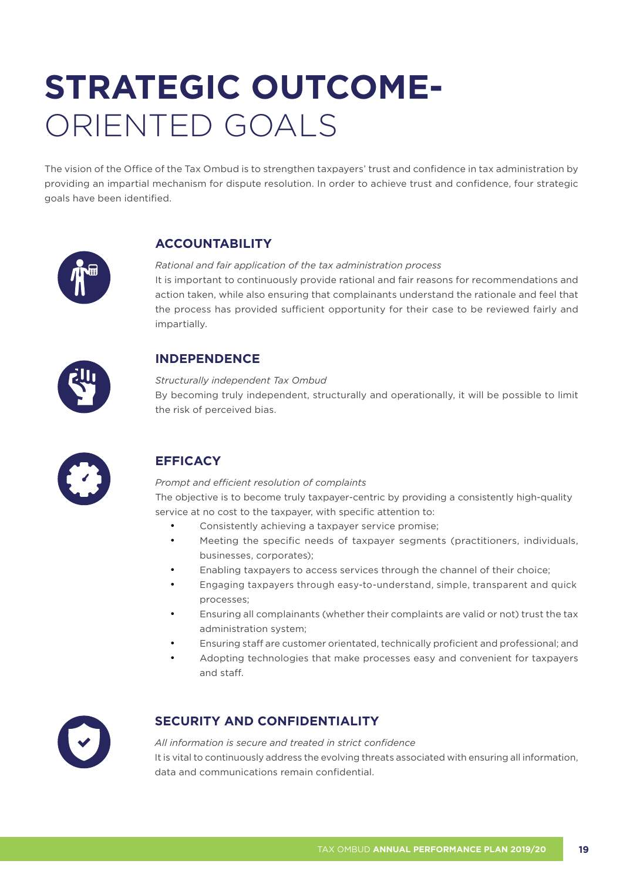# STRATEGIC OUTCOME-ORIENTED GOALS

The vision of the Office of the Tax Ombud is to strengthen taxpayers' trust and confidence in tax administration by providing an impartial mechanism for dispute resolution. In order to achieve trust and confidence, four strategic goals have been identified.

## ACCOUNTABILITY

*Rational and fair application of the tax administration process*

It is important to continuously provide rational and fair reasons for recommendations and action taken, while also ensuring that complainants understand the rationale and feel that the process has provided sufficient opportunity for their case to be reviewed fairly and impartially.

## INDEPENDENCE

*Structurally independent Tax Ombud*

By becoming truly independent, structurally and operationally, it will be possible to limit the risk of perceived bias.

## EFFICACY

*Prompt and efficient resolution of complaints*

The objective is to become truly taxpayer-centric by providing a consistently high-quality service at no cost to the taxpayer, with specific attention to:

- Consistently achieving a taxpayer service promise;
- Meeting the specific needs of taxpayer segments (practitioners, individuals, businesses, corporates);
- Enabling taxpayers to access services through the channel of their choice;
- Engaging taxpayers through easy-to-understand, simple, transparent and quick processes;
- Ensuring all complainants (whether their complaints are valid or not) trust the tax administration system;
- Ensuring staff are customer orientated, technically proficient and professional; and
- Adopting technologies that make processes easy and convenient for taxpayers and staff.

## SECURITY AND CONFIDENTIALITY

*All information is secure and treated in strict confidence*

It is vital to continuously address the evolving threats associated with ensuring all information, data and communications remain confidential.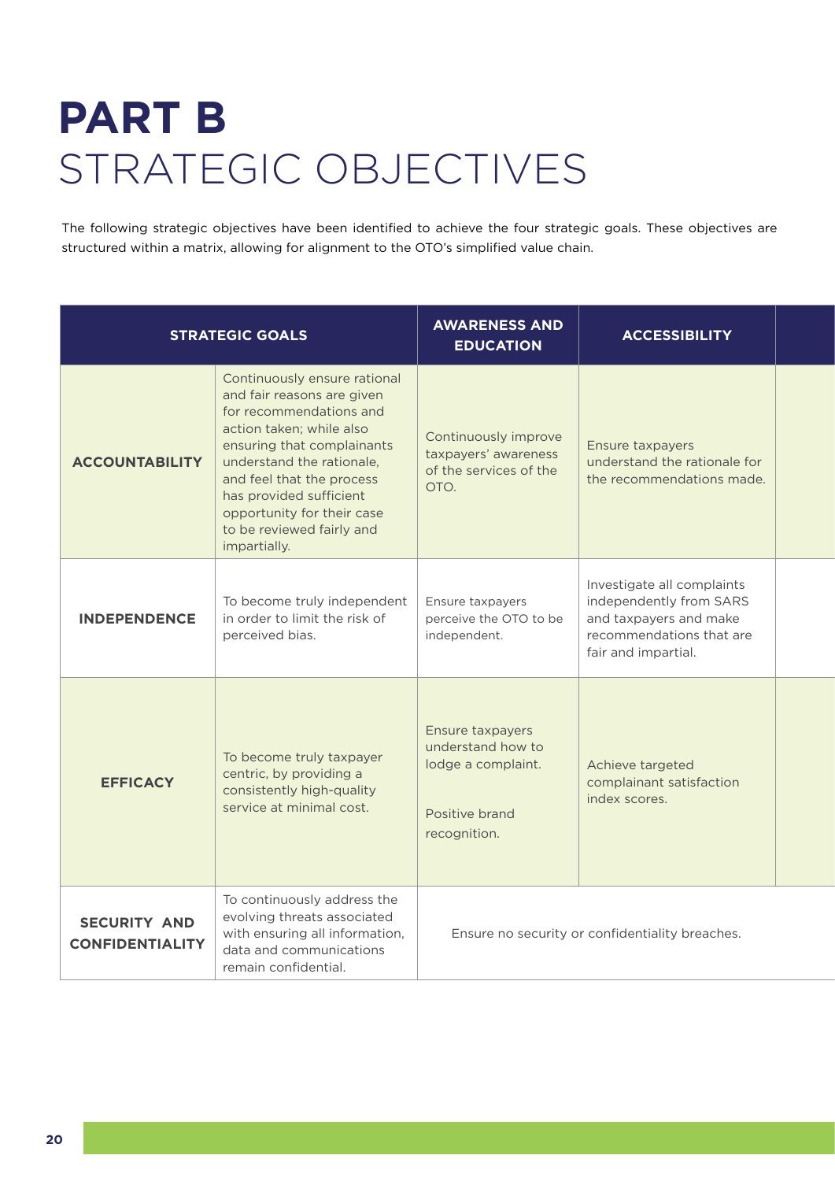# PART B
# STRATEGIC OBJECTIVES

The following strategic objectives have been identified to achieve the four strategic goals. These objectives are structured within a matrix, allowing for alignment to the OTO's simplified value chain.

| STRATEGIC GOALS | | AWARENESS AND EDUCATION | ACCESSIBILITY |
|---|---|---|---|
| **ACCOUNTABILITY** | Continuously ensure rational and fair reasons are given for recommendations and action taken; while also ensuring that complainants understand the rationale, and feel that the process has provided sufficient opportunity for their case to be reviewed fairly and impartially. | Continuously improve taxpayers' awareness of the services of the OTO. | Ensure taxpayers understand the rationale for the recommendations made. |
| **INDEPENDENCE** | To become truly independent in order to limit the risk of perceived bias. | Ensure taxpayers perceive the OTO to be independent. | Investigate all complaints independently from SARS and taxpayers and make recommendations that are fair and impartial. |
| **EFFICACY** | To become truly taxpayer centric, by providing a consistently high-quality service at minimal cost. | Ensure taxpayers understand how to lodge a complaint.<br><br>Positive brand recognition. | Achieve targeted complainant satisfaction index scores. |
| **SECURITY AND CONFIDENTIALITY** | To continuously address the evolving threats associated with ensuring all information, data and communications remain confidential. | Ensure no security or confidentiality breaches. | |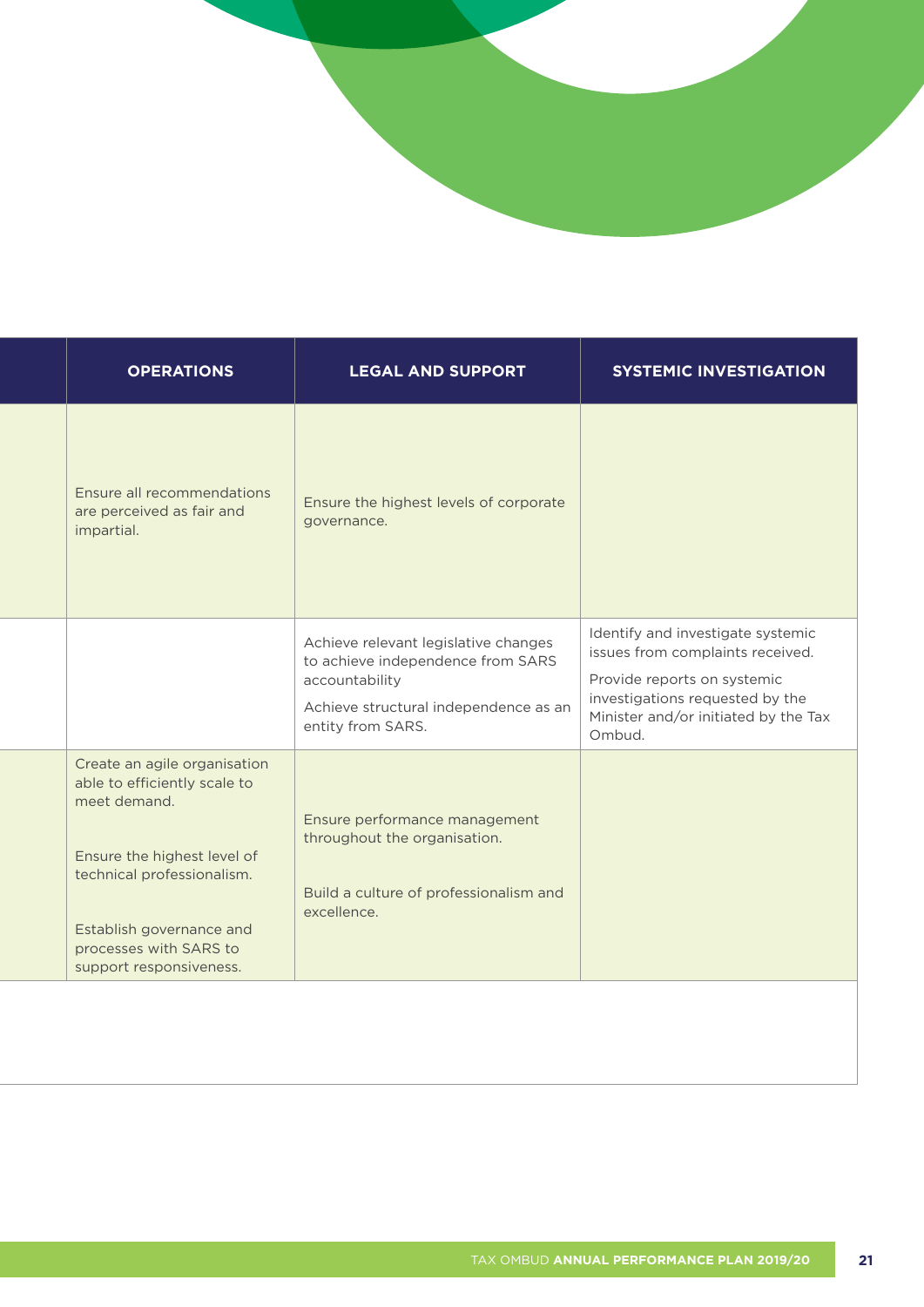| | OPERATIONS | LEGAL AND SUPPORT | SYSTEMIC INVESTIGATION |
|---|---|---|---|
| | Ensure all recommendations are perceived as fair and impartial. | Ensure the highest levels of corporate governance. | |
| | | Achieve relevant legislative changes to achieve independence from SARS accountability<br>Achieve structural independence as an entity from SARS. | Identify and investigate systemic issues from complaints received.<br>Provide reports on systemic investigations requested by the Minister and/or initiated by the Tax Ombud. |
| | Create an agile organisation able to efficiently scale to meet demand.<br>Ensure the highest level of technical professionalism.<br>Establish governance and processes with SARS to support responsiveness. | Ensure performance management throughout the organisation.<br>Build a culture of professionalism and excellence. | |
| | | | |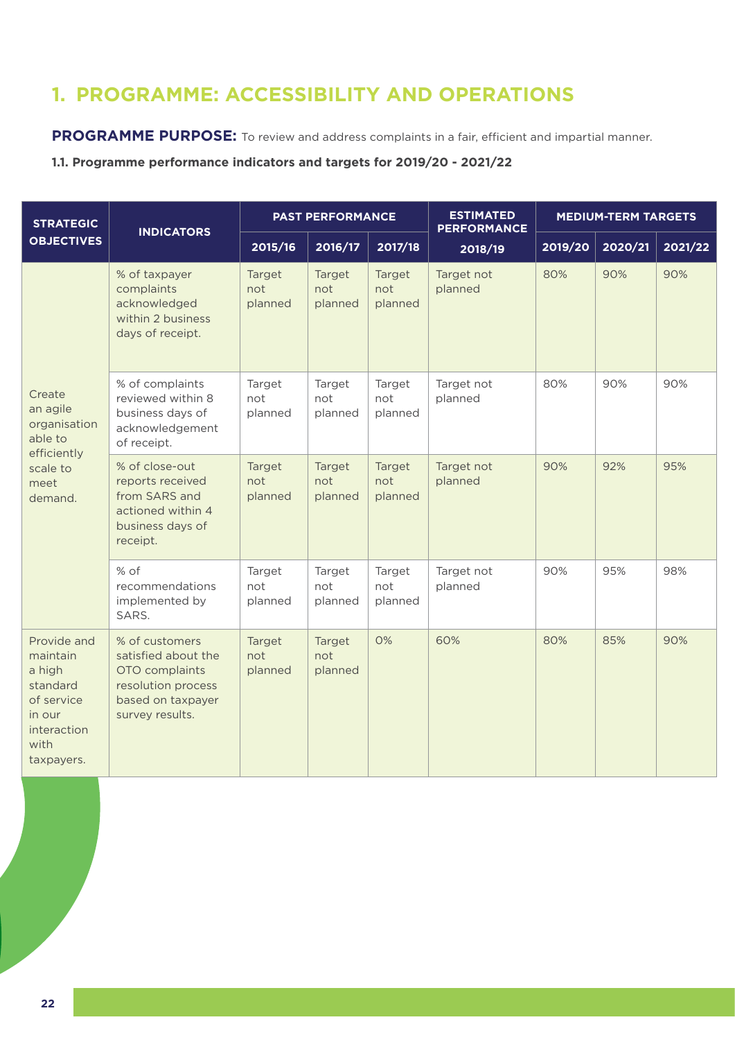# 1. PROGRAMME: ACCESSIBILITY AND OPERATIONS

**PROGRAMME PURPOSE:** To review and address complaints in a fair, efficient and impartial manner.

**1.1. Programme performance indicators and targets for 2019/20 - 2021/22**

| STRATEGIC OBJECTIVES | INDICATORS | PAST PERFORMANCE | | | ESTIMATED PERFORMANCE | MEDIUM-TERM TARGETS | | |
|---|---|---|---|---|---|---|---|---|
| | | 2015/16 | 2016/17 | 2017/18 | 2018/19 | 2019/20 | 2020/21 | 2021/22 |
| Create an agile organisation able to efficiently scale to meet demand. | % of taxpayer complaints acknowledged within 2 business days of receipt. | Target not planned | Target not planned | Target not planned | Target not planned | 80% | 90% | 90% |
| | % of complaints reviewed within 8 business days of acknowledgement of receipt. | Target not planned | Target not planned | Target not planned | Target not planned | 80% | 90% | 90% |
| | % of close-out reports received from SARS and actioned within 4 business days of receipt. | Target not planned | Target not planned | Target not planned | Target not planned | 90% | 92% | 95% |
| | % of recommendations implemented by SARS. | Target not planned | Target not planned | Target not planned | Target not planned | 90% | 95% | 98% |
| Provide and maintain a high standard of service in our interaction with taxpayers. | % of customers satisfied about the OTO complaints resolution process based on taxpayer survey results. | Target not planned | Target not planned | 0% | 60% | 80% | 85% | 90% |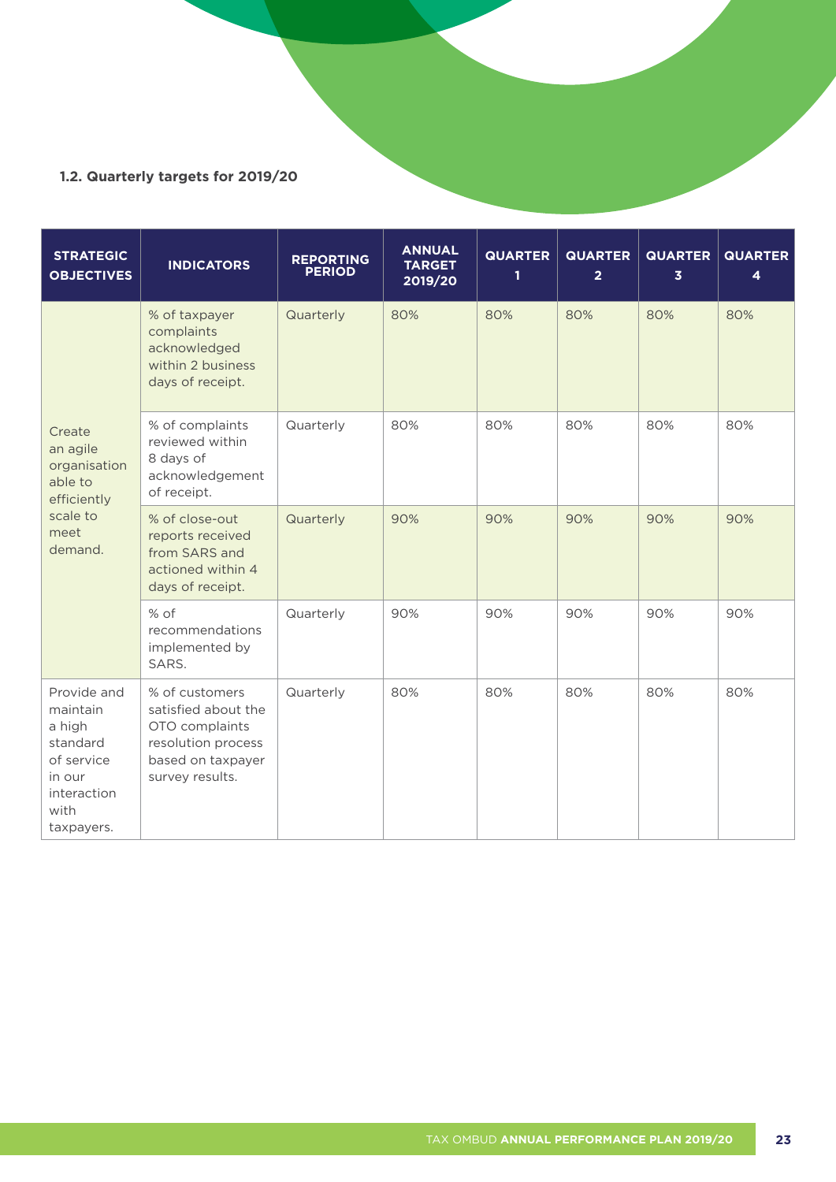### 1.2. Quarterly targets for 2019/20

| STRATEGIC OBJECTIVES | INDICATORS | REPORTING PERIOD | ANNUAL TARGET 2019/20 | QUARTER 1 | QUARTER 2 | QUARTER 3 | QUARTER 4 |
|---|---|---|---|---|---|---|---|
| Create an agile organisation able to efficiently scale to meet demand. | % of taxpayer complaints acknowledged within 2 business days of receipt. | Quarterly | 80% | 80% | 80% | 80% | 80% |
| | % of complaints reviewed within 8 days of acknowledgement of receipt. | Quarterly | 80% | 80% | 80% | 80% | 80% |
| | % of close-out reports received from SARS and actioned within 4 days of receipt. | Quarterly | 90% | 90% | 90% | 90% | 90% |
| | % of recommendations implemented by SARS. | Quarterly | 90% | 90% | 90% | 90% | 90% |
| Provide and maintain a high standard of service in our interaction with taxpayers. | % of customers satisfied about the OTO complaints resolution process based on taxpayer survey results. | Quarterly | 80% | 80% | 80% | 80% | 80% |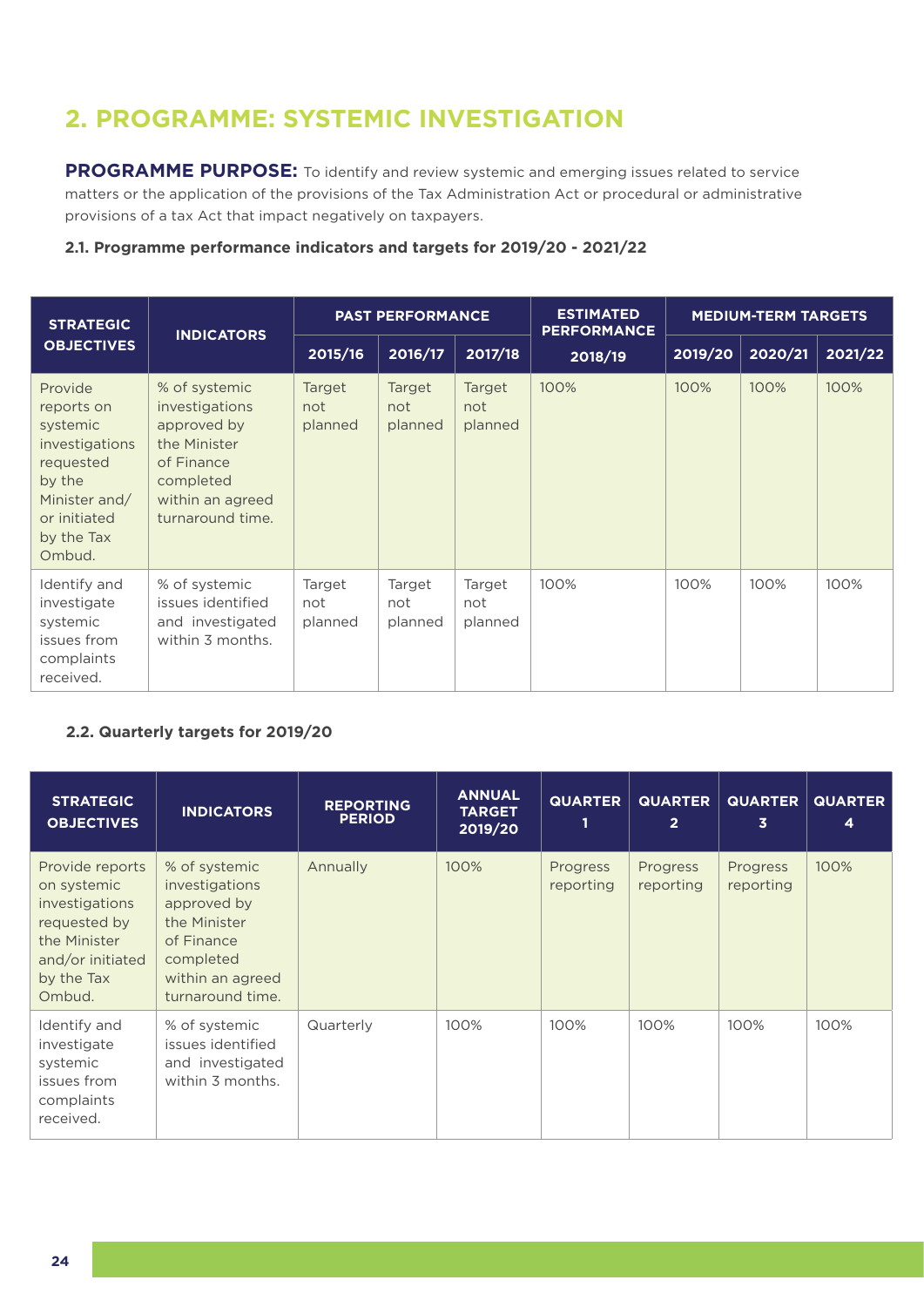## 2. PROGRAMME: SYSTEMIC INVESTIGATION

**PROGRAMME PURPOSE:** To identify and review systemic and emerging issues related to service matters or the application of the provisions of the Tax Administration Act or procedural or administrative provisions of a tax Act that impact negatively on taxpayers.

### 2.1. Programme performance indicators and targets for 2019/20 - 2021/22

| STRATEGIC OBJECTIVES | INDICATORS | PAST PERFORMANCE | | | ESTIMATED PERFORMANCE | MEDIUM-TERM TARGETS | | |
|---|---|---|---|---|---|---|---|---|
| | | 2015/16 | 2016/17 | 2017/18 | 2018/19 | 2019/20 | 2020/21 | 2021/22 |
| Provide reports on systemic investigations requested by the Minister and/ or initiated by the Tax Ombud. | % of systemic investigations approved by the Minister of Finance completed within an agreed turnaround time. | Target not planned | Target not planned | Target not planned | 100% | 100% | 100% | 100% |
| Identify and investigate systemic issues from complaints received. | % of systemic issues identified and investigated within 3 months. | Target not planned | Target not planned | Target not planned | 100% | 100% | 100% | 100% |

### 2.2. Quarterly targets for 2019/20

| STRATEGIC OBJECTIVES | INDICATORS | REPORTING PERIOD | ANNUAL TARGET 2019/20 | QUARTER 1 | QUARTER 2 | QUARTER 3 | QUARTER 4 |
|---|---|---|---|---|---|---|---|
| Provide reports on systemic investigations requested by the Minister and/or initiated by the Tax Ombud. | % of systemic investigations approved by the Minister of Finance completed within an agreed turnaround time. | Annually | 100% | Progress reporting | Progress reporting | Progress reporting | 100% |
| Identify and investigate systemic issues from complaints received. | % of systemic issues identified and investigated within 3 months. | Quarterly | 100% | 100% | 100% | 100% | 100% |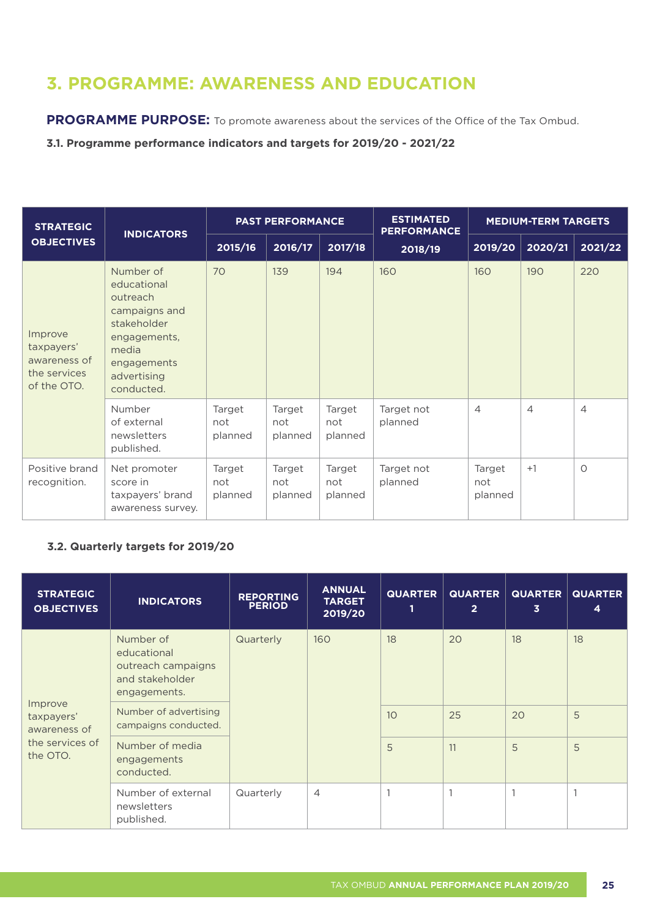# 3. PROGRAMME: AWARENESS AND EDUCATION

**PROGRAMME PURPOSE:** To promote awareness about the services of the Office of the Tax Ombud.

**3.1. Programme performance indicators and targets for 2019/20 - 2021/22**

| STRATEGIC OBJECTIVES | INDICATORS | PAST PERFORMANCE | | | ESTIMATED PERFORMANCE | MEDIUM-TERM TARGETS | | |
|---|---|---|---|---|---|---|---|---|
| | | 2015/16 | 2016/17 | 2017/18 | 2018/19 | 2019/20 | 2020/21 | 2021/22 |
| Improve taxpayers' awareness of the services of the OTO. | Number of educational outreach campaigns and stakeholder engagements, media engagements advertising conducted. | 70 | 139 | 194 | 160 | 160 | 190 | 220 |
| | Number of external newsletters published. | Target not planned | Target not planned | Target not planned | Target not planned | 4 | 4 | 4 |
| Positive brand recognition. | Net promoter score in taxpayers' brand awareness survey. | Target not planned | Target not planned | Target not planned | Target not planned | Target not planned | +1 | 0 |

**3.2. Quarterly targets for 2019/20**

| STRATEGIC OBJECTIVES | INDICATORS | REPORTING PERIOD | ANNUAL TARGET 2019/20 | QUARTER 1 | QUARTER 2 | QUARTER 3 | QUARTER 4 |
|---|---|---|---|---|---|---|---|
| Improve taxpayers' awareness of the services of the OTO. | Number of educational outreach campaigns and stakeholder engagements. | Quarterly | 160 | 18 | 20 | 18 | 18 |
| | Number of advertising campaigns conducted. | | | 10 | 25 | 20 | 5 |
| | Number of media engagements conducted. | | | 5 | 11 | 5 | 5 |
| | Number of external newsletters published. | Quarterly | 4 | 1 | 1 | 1 | 1 |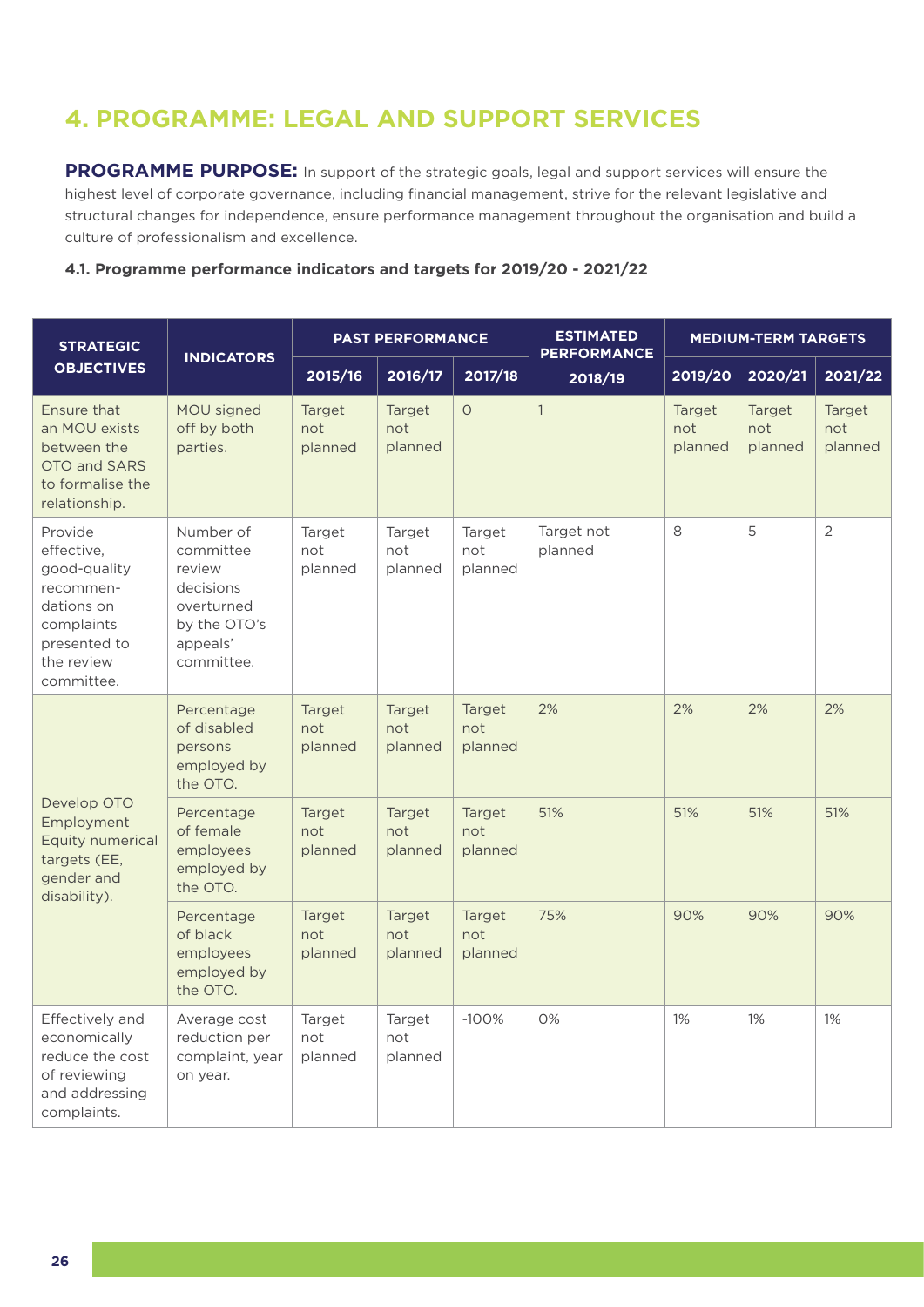# 4. PROGRAMME: LEGAL AND SUPPORT SERVICES

**PROGRAMME PURPOSE:** In support of the strategic goals, legal and support services will ensure the highest level of corporate governance, including financial management, strive for the relevant legislative and structural changes for independence, ensure performance management throughout the organisation and build a culture of professionalism and excellence.

### 4.1. Programme performance indicators and targets for 2019/20 - 2021/22

| STRATEGIC OBJECTIVES | INDICATORS | PAST PERFORMANCE | | | ESTIMATED PERFORMANCE | MEDIUM-TERM TARGETS | | |
|---|---|---|---|---|---|---|---|---|
| | | 2015/16 | 2016/17 | 2017/18 | 2018/19 | 2019/20 | 2020/21 | 2021/22 |
| Ensure that an MOU exists between the OTO and SARS to formalise the relationship. | MOU signed off by both parties. | Target not planned | Target not planned | 0 | 1 | Target not planned | Target not planned | Target not planned |
| Provide effective, good-quality recommen-dations on complaints presented to the review committee. | Number of committee review decisions overturned by the OTO's appeals' committee. | Target not planned | Target not planned | Target not planned | Target not planned | 8 | 5 | 2 |
| Develop OTO Employment Equity numerical targets (EE, gender and disability). | Percentage of disabled persons employed by the OTO. | Target not planned | Target not planned | Target not planned | 2% | 2% | 2% | 2% |
| | Percentage of female employees employed by the OTO. | Target not planned | Target not planned | Target not planned | 51% | 51% | 51% | 51% |
| | Percentage of black employees employed by the OTO. | Target not planned | Target not planned | Target not planned | 75% | 90% | 90% | 90% |
| Effectively and economically reduce the cost of reviewing and addressing complaints. | Average cost reduction per complaint, year on year. | Target not planned | Target not planned | -100% | 0% | 1% | 1% | 1% |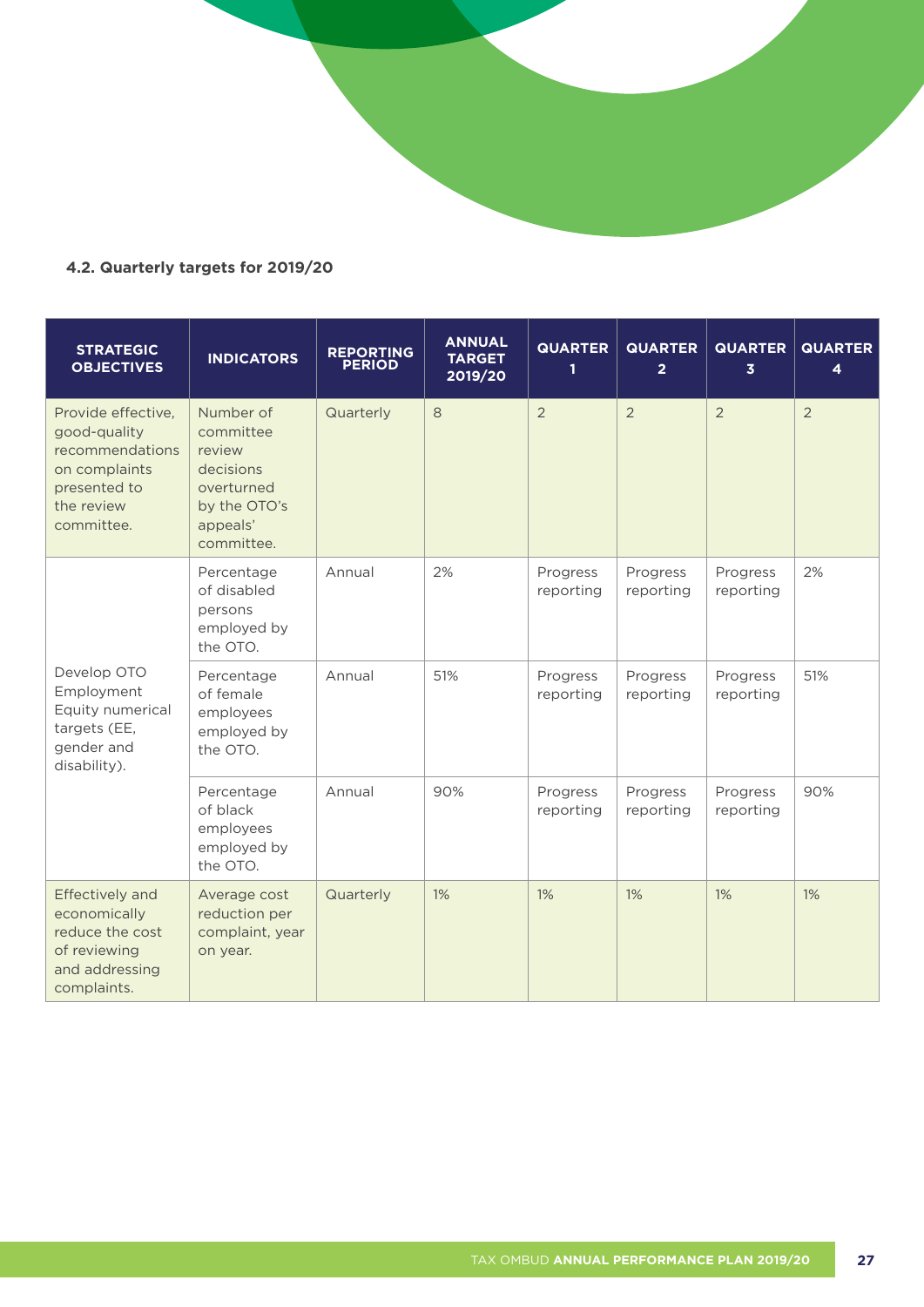### 4.2. Quarterly targets for 2019/20

| STRATEGIC OBJECTIVES | INDICATORS | REPORTING PERIOD | ANNUAL TARGET 2019/20 | QUARTER 1 | QUARTER 2 | QUARTER 3 | QUARTER 4 |
|---|---|---|---|---|---|---|---|
| Provide effective, good-quality recommendations on complaints presented to the review committee. | Number of committee review decisions overturned by the OTO's appeals' committee. | Quarterly | 8 | 2 | 2 | 2 | 2 |
| Develop OTO Employment Equity numerical targets (EE, gender and disability). | Percentage of disabled persons employed by the OTO. | Annual | 2% | Progress reporting | Progress reporting | Progress reporting | 2% |
| | Percentage of female employees employed by the OTO. | Annual | 51% | Progress reporting | Progress reporting | Progress reporting | 51% |
| | Percentage of black employees employed by the OTO. | Annual | 90% | Progress reporting | Progress reporting | Progress reporting | 90% |
| Effectively and economically reduce the cost of reviewing and addressing complaints. | Average cost reduction per complaint, year on year. | Quarterly | 1% | 1% | 1% | 1% | 1% |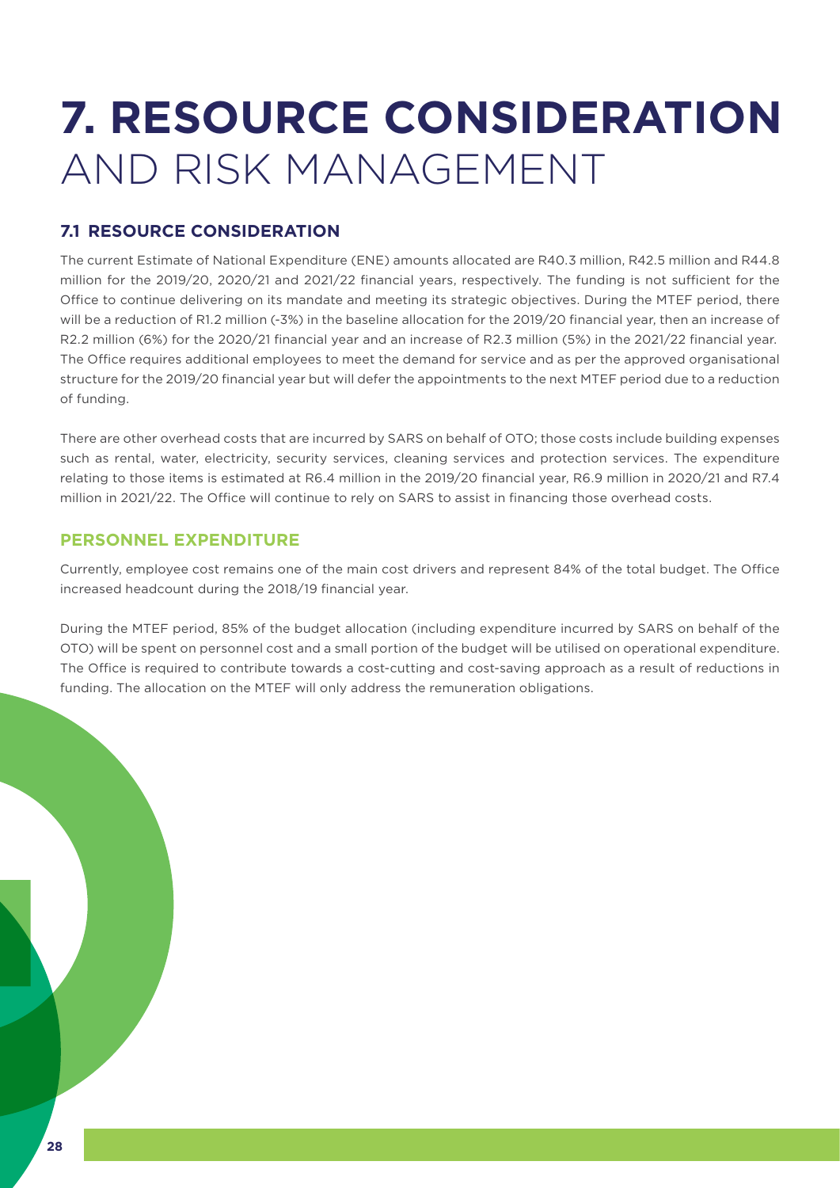# 7. RESOURCE CONSIDERATION AND RISK MANAGEMENT

## 7.1 RESOURCE CONSIDERATION

The current Estimate of National Expenditure (ENE) amounts allocated are R40.3 million, R42.5 million and R44.8 million for the 2019/20, 2020/21 and 2021/22 financial years, respectively. The funding is not sufficient for the Office to continue delivering on its mandate and meeting its strategic objectives. During the MTEF period, there will be a reduction of R1.2 million (-3%) in the baseline allocation for the 2019/20 financial year, then an increase of R2.2 million (6%) for the 2020/21 financial year and an increase of R2.3 million (5%) in the 2021/22 financial year. The Office requires additional employees to meet the demand for service and as per the approved organisational structure for the 2019/20 financial year but will defer the appointments to the next MTEF period due to a reduction of funding.

There are other overhead costs that are incurred by SARS on behalf of OTO; those costs include building expenses such as rental, water, electricity, security services, cleaning services and protection services. The expenditure relating to those items is estimated at R6.4 million in the 2019/20 financial year, R6.9 million in 2020/21 and R7.4 million in 2021/22. The Office will continue to rely on SARS to assist in financing those overhead costs.

### PERSONNEL EXPENDITURE

Currently, employee cost remains one of the main cost drivers and represent 84% of the total budget. The Office increased headcount during the 2018/19 financial year.

During the MTEF period, 85% of the budget allocation (including expenditure incurred by SARS on behalf of the OTO) will be spent on personnel cost and a small portion of the budget will be utilised on operational expenditure. The Office is required to contribute towards a cost-cutting and cost-saving approach as a result of reductions in funding. The allocation on the MTEF will only address the remuneration obligations.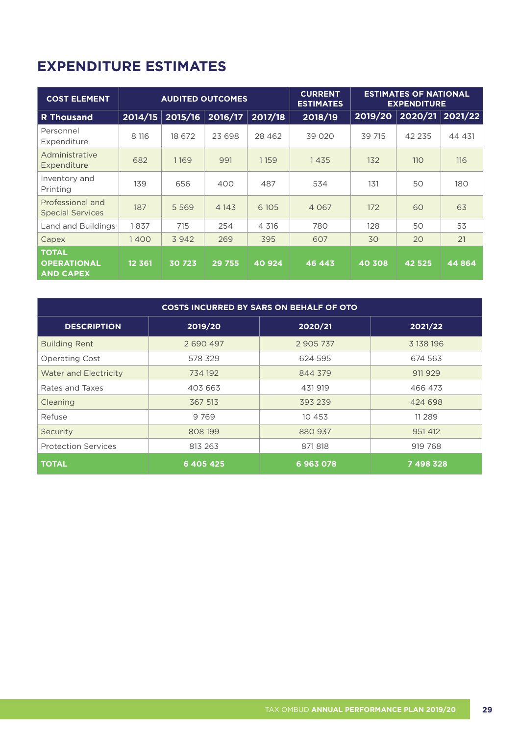# EXPENDITURE ESTIMATES

| COST ELEMENT | AUDITED OUTCOMES | | | | CURRENT ESTIMATES | ESTIMATES OF NATIONAL EXPENDITURE | | |
|---|---|---|---|---|---|---|---|---|
| **R Thousand** | **2014/15** | **2015/16** | **2016/17** | **2017/18** | **2018/19** | **2019/20** | **2020/21** | **2021/22** |
| Personnel Expenditure | 8 116 | 18 672 | 23 698 | 28 462 | 39 020 | 39 715 | 42 235 | 44 431 |
| Administrative Expenditure | 682 | 1 169 | 991 | 1 159 | 1 435 | 132 | 110 | 116 |
| Inventory and Printing | 139 | 656 | 400 | 487 | 534 | 131 | 50 | 180 |
| Professional and Special Services | 187 | 5 569 | 4 143 | 6 105 | 4 067 | 172 | 60 | 63 |
| Land and Buildings | 1 837 | 715 | 254 | 4 316 | 780 | 128 | 50 | 53 |
| Capex | 1 400 | 3 942 | 269 | 395 | 607 | 30 | 20 | 21 |
| **TOTAL OPERATIONAL AND CAPEX** | **12 361** | **30 723** | **29 755** | **40 924** | **46 443** | **40 308** | **42 525** | **44 864** |

| COSTS INCURRED BY SARS ON BEHALF OF OTO | | | |
|---|---|---|---|
| **DESCRIPTION** | **2019/20** | **2020/21** | **2021/22** |
| Building Rent | 2 690 497 | 2 905 737 | 3 138 196 |
| Operating Cost | 578 329 | 624 595 | 674 563 |
| Water and Electricity | 734 192 | 844 379 | 911 929 |
| Rates and Taxes | 403 663 | 431 919 | 466 473 |
| Cleaning | 367 513 | 393 239 | 424 698 |
| Refuse | 9 769 | 10 453 | 11 289 |
| Security | 808 199 | 880 937 | 951 412 |
| Protection Services | 813 263 | 871 818 | 919 768 |
| **TOTAL** | **6 405 425** | **6 963 078** | **7 498 328** |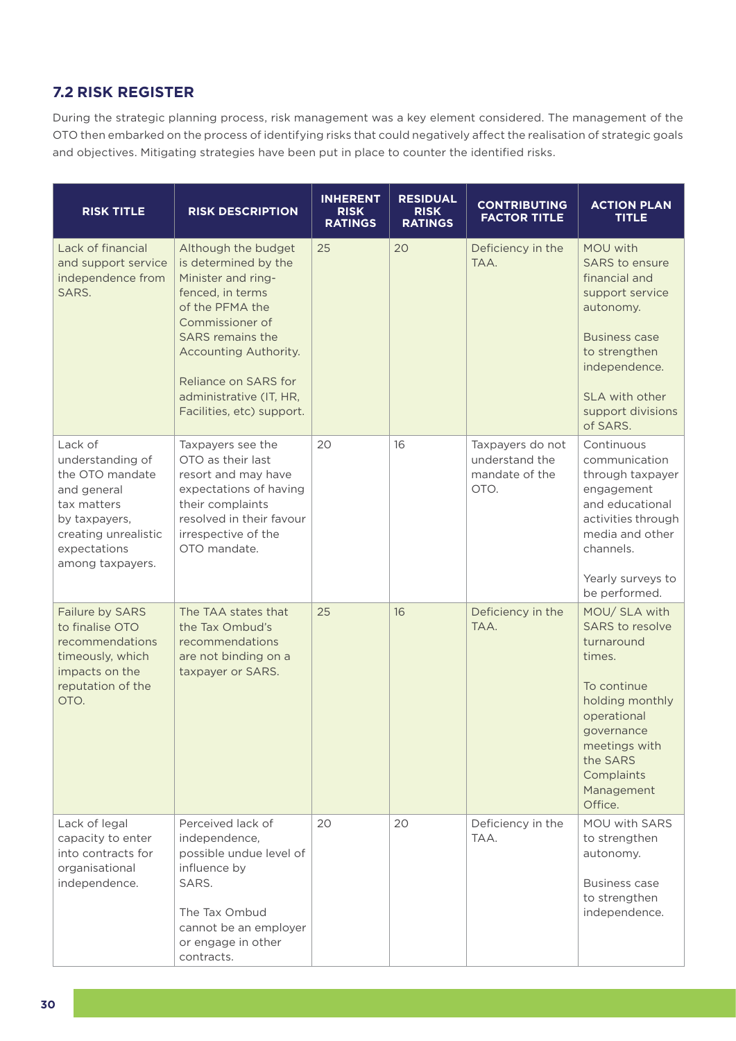### 7.2 RISK REGISTER

During the strategic planning process, risk management was a key element considered. The management of the OTO then embarked on the process of identifying risks that could negatively affect the realisation of strategic goals and objectives. Mitigating strategies have been put in place to counter the identified risks.

| RISK TITLE | RISK DESCRIPTION | INHERENT RISK RATINGS | RESIDUAL RISK RATINGS | CONTRIBUTING FACTOR TITLE | ACTION PLAN TITLE |
|---|---|---|---|---|---|
| Lack of financial and support service independence from SARS. | Although the budget is determined by the Minister and ring-fenced, in terms of the PFMA the Commissioner of SARS remains the Accounting Authority.<br><br>Reliance on SARS for administrative (IT, HR, Facilities, etc) support. | 25 | 20 | Deficiency in the TAA. | MOU with SARS to ensure financial and support service autonomy.<br><br>Business case to strengthen independence.<br><br>SLA with other support divisions of SARS. |
| Lack of understanding of the OTO mandate and general tax matters by taxpayers, creating unrealistic expectations among taxpayers. | Taxpayers see the OTO as their last resort and may have expectations of having their complaints resolved in their favour irrespective of the OTO mandate. | 20 | 16 | Taxpayers do not understand the mandate of the OTO. | Continuous communication through taxpayer engagement and educational activities through media and other channels.<br><br>Yearly surveys to be performed. |
| Failure by SARS to finalise OTO recommendations timeously, which impacts on the reputation of the OTO. | The TAA states that the Tax Ombud's recommendations are not binding on a taxpayer or SARS. | 25 | 16 | Deficiency in the TAA. | MOU/ SLA with SARS to resolve turnaround times.<br><br>To continue holding monthly operational governance meetings with the SARS Complaints Management Office. |
| Lack of legal capacity to enter into contracts for organisational independence. | Perceived lack of independence, possible undue level of influence by SARS.<br><br>The Tax Ombud cannot be an employer or engage in other contracts. | 20 | 20 | Deficiency in the TAA. | MOU with SARS to strengthen autonomy.<br><br>Business case to strengthen independence. |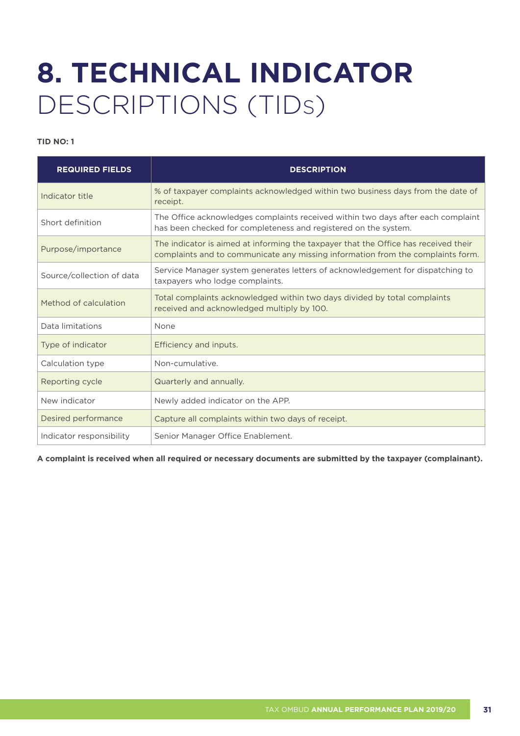# 8. TECHNICAL INDICATOR DESCRIPTIONS (TIDs)

**TID NO: 1**

| REQUIRED FIELDS | DESCRIPTION |
|---|---|
| Indicator title | % of taxpayer complaints acknowledged within two business days from the date of receipt. |
| Short definition | The Office acknowledges complaints received within two days after each complaint has been checked for completeness and registered on the system. |
| Purpose/importance | The indicator is aimed at informing the taxpayer that the Office has received their complaints and to communicate any missing information from the complaints form. |
| Source/collection of data | Service Manager system generates letters of acknowledgement for dispatching to taxpayers who lodge complaints. |
| Method of calculation | Total complaints acknowledged within two days divided by total complaints received and acknowledged multiply by 100. |
| Data limitations | None |
| Type of indicator | Efficiency and inputs. |
| Calculation type | Non-cumulative. |
| Reporting cycle | Quarterly and annually. |
| New indicator | Newly added indicator on the APP. |
| Desired performance | Capture all complaints within two days of receipt. |
| Indicator responsibility | Senior Manager Office Enablement. |

**A complaint is received when all required or necessary documents are submitted by the taxpayer (complainant).**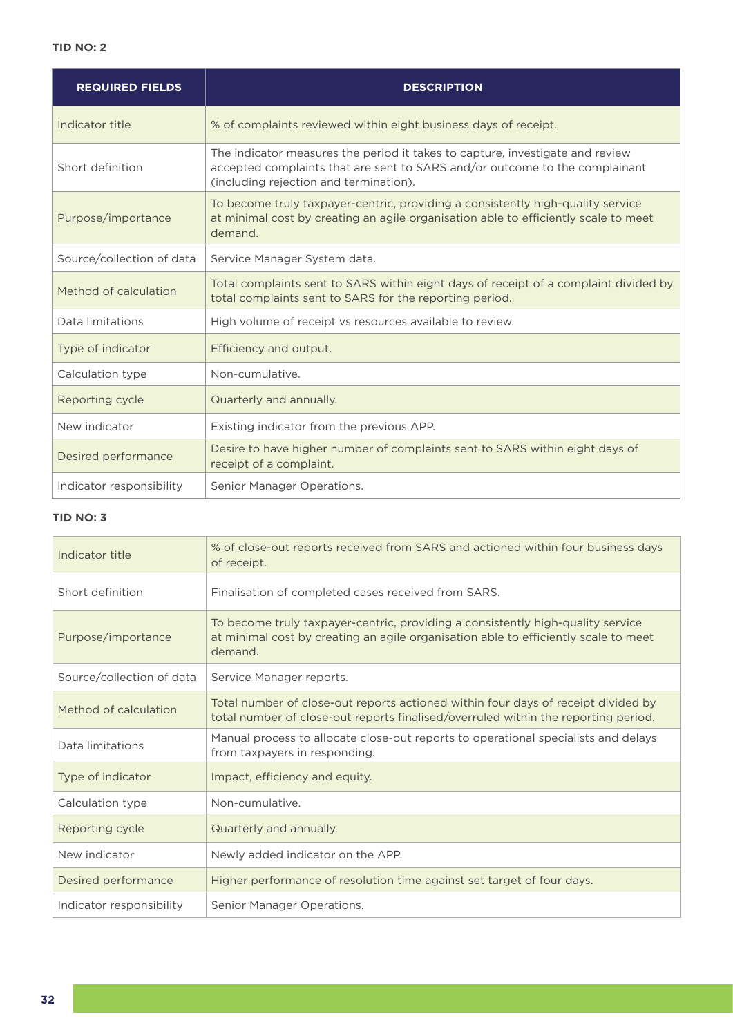**TID NO: 2**

| REQUIRED FIELDS | DESCRIPTION |
|---|---|
| Indicator title | % of complaints reviewed within eight business days of receipt. |
| Short definition | The indicator measures the period it takes to capture, investigate and review accepted complaints that are sent to SARS and/or outcome to the complainant (including rejection and termination). |
| Purpose/importance | To become truly taxpayer-centric, providing a consistently high-quality service at minimal cost by creating an agile organisation able to efficiently scale to meet demand. |
| Source/collection of data | Service Manager System data. |
| Method of calculation | Total complaints sent to SARS within eight days of receipt of a complaint divided by total complaints sent to SARS for the reporting period. |
| Data limitations | High volume of receipt vs resources available to review. |
| Type of indicator | Efficiency and output. |
| Calculation type | Non-cumulative. |
| Reporting cycle | Quarterly and annually. |
| New indicator | Existing indicator from the previous APP. |
| Desired performance | Desire to have higher number of complaints sent to SARS within eight days of receipt of a complaint. |
| Indicator responsibility | Senior Manager Operations. |

**TID NO: 3**

| | |
|---|---|
| Indicator title | % of close-out reports received from SARS and actioned within four business days of receipt. |
| Short definition | Finalisation of completed cases received from SARS. |
| Purpose/importance | To become truly taxpayer-centric, providing a consistently high-quality service at minimal cost by creating an agile organisation able to efficiently scale to meet demand. |
| Source/collection of data | Service Manager reports. |
| Method of calculation | Total number of close-out reports actioned within four days of receipt divided by total number of close-out reports finalised/overruled within the reporting period. |
| Data limitations | Manual process to allocate close-out reports to operational specialists and delays from taxpayers in responding. |
| Type of indicator | Impact, efficiency and equity. |
| Calculation type | Non-cumulative. |
| Reporting cycle | Quarterly and annually. |
| New indicator | Newly added indicator on the APP. |
| Desired performance | Higher performance of resolution time against set target of four days. |
| Indicator responsibility | Senior Manager Operations. |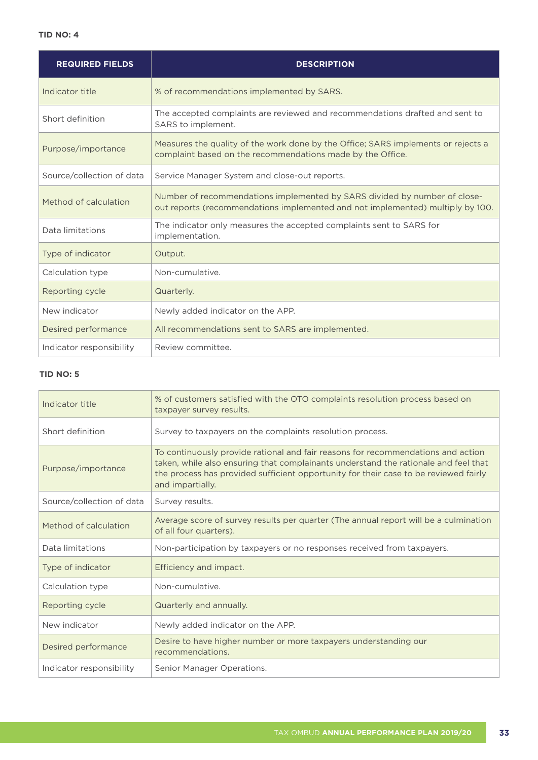**TID NO: 4**

| REQUIRED FIELDS | DESCRIPTION |
|---|---|
| Indicator title | % of recommendations implemented by SARS. |
| Short definition | The accepted complaints are reviewed and recommendations drafted and sent to SARS to implement. |
| Purpose/importance | Measures the quality of the work done by the Office; SARS implements or rejects a complaint based on the recommendations made by the Office. |
| Source/collection of data | Service Manager System and close-out reports. |
| Method of calculation | Number of recommendations implemented by SARS divided by number of close-out reports (recommendations implemented and not implemented) multiply by 100. |
| Data limitations | The indicator only measures the accepted complaints sent to SARS for implementation. |
| Type of indicator | Output. |
| Calculation type | Non-cumulative. |
| Reporting cycle | Quarterly. |
| New indicator | Newly added indicator on the APP. |
| Desired performance | All recommendations sent to SARS are implemented. |
| Indicator responsibility | Review committee. |

**TID NO: 5**

| REQUIRED FIELDS | DESCRIPTION |
|---|---|
| Indicator title | % of customers satisfied with the OTO complaints resolution process based on taxpayer survey results. |
| Short definition | Survey to taxpayers on the complaints resolution process. |
| Purpose/importance | To continuously provide rational and fair reasons for recommendations and action taken, while also ensuring that complainants understand the rationale and feel that the process has provided sufficient opportunity for their case to be reviewed fairly and impartially. |
| Source/collection of data | Survey results. |
| Method of calculation | Average score of survey results per quarter (The annual report will be a culmination of all four quarters). |
| Data limitations | Non-participation by taxpayers or no responses received from taxpayers. |
| Type of indicator | Efficiency and impact. |
| Calculation type | Non-cumulative. |
| Reporting cycle | Quarterly and annually. |
| New indicator | Newly added indicator on the APP. |
| Desired performance | Desire to have higher number or more taxpayers understanding our recommendations. |
| Indicator responsibility | Senior Manager Operations. |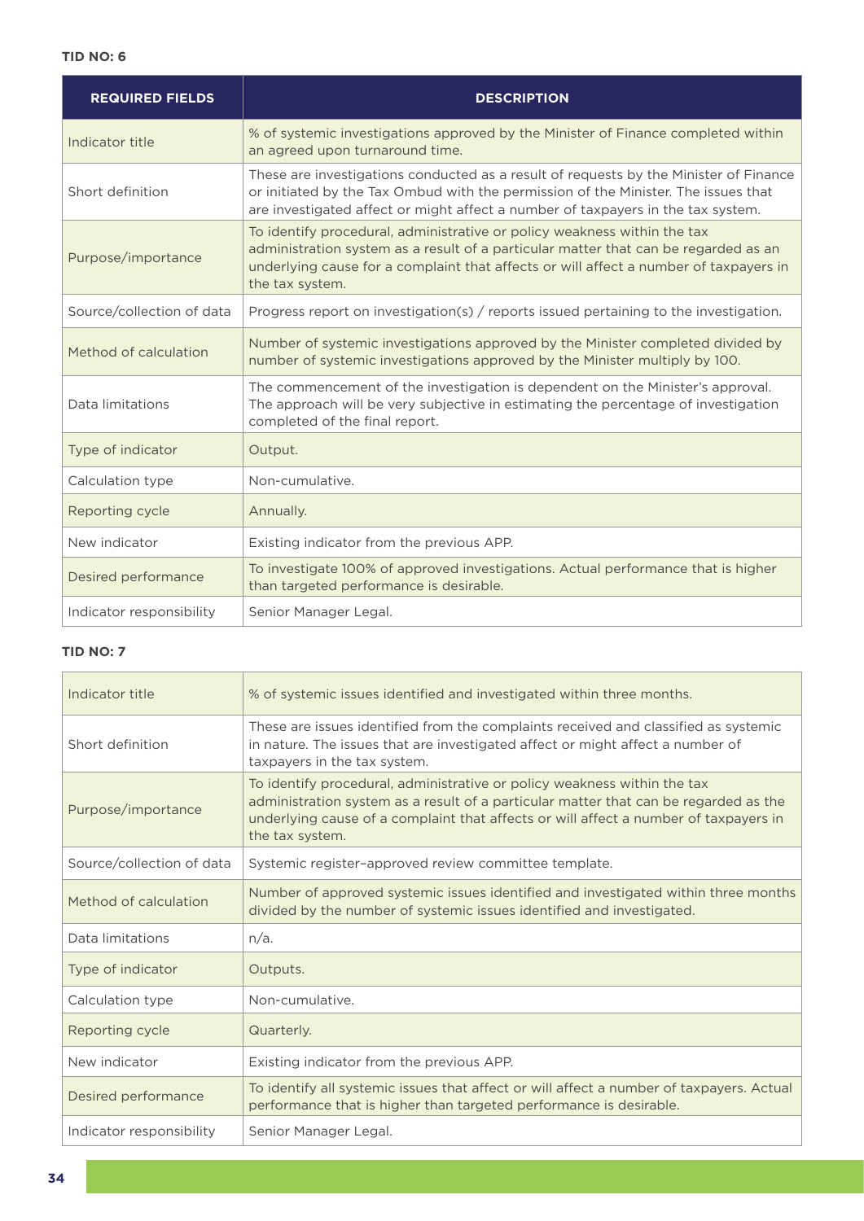**TID NO: 6**

| REQUIRED FIELDS | DESCRIPTION |
|---|---|
| Indicator title | % of systemic investigations approved by the Minister of Finance completed within an agreed upon turnaround time. |
| Short definition | These are investigations conducted as a result of requests by the Minister of Finance or initiated by the Tax Ombud with the permission of the Minister. The issues that are investigated affect or might affect a number of taxpayers in the tax system. |
| Purpose/importance | To identify procedural, administrative or policy weakness within the tax administration system as a result of a particular matter that can be regarded as an underlying cause for a complaint that affects or will affect a number of taxpayers in the tax system. |
| Source/collection of data | Progress report on investigation(s) / reports issued pertaining to the investigation. |
| Method of calculation | Number of systemic investigations approved by the Minister completed divided by number of systemic investigations approved by the Minister multiply by 100. |
| Data limitations | The commencement of the investigation is dependent on the Minister's approval. The approach will be very subjective in estimating the percentage of investigation completed of the final report. |
| Type of indicator | Output. |
| Calculation type | Non-cumulative. |
| Reporting cycle | Annually. |
| New indicator | Existing indicator from the previous APP. |
| Desired performance | To investigate 100% of approved investigations. Actual performance that is higher than targeted performance is desirable. |
| Indicator responsibility | Senior Manager Legal. |

**TID NO: 7**

| REQUIRED FIELDS | DESCRIPTION |
|---|---|
| Indicator title | % of systemic issues identified and investigated within three months. |
| Short definition | These are issues identified from the complaints received and classified as systemic in nature. The issues that are investigated affect or might affect a number of taxpayers in the tax system. |
| Purpose/importance | To identify procedural, administrative or policy weakness within the tax administration system as a result of a particular matter that can be regarded as the underlying cause of a complaint that affects or will affect a number of taxpayers in the tax system. |
| Source/collection of data | Systemic register–approved review committee template. |
| Method of calculation | Number of approved systemic issues identified and investigated within three months divided by the number of systemic issues identified and investigated. |
| Data limitations | n/a. |
| Type of indicator | Outputs. |
| Calculation type | Non-cumulative. |
| Reporting cycle | Quarterly. |
| New indicator | Existing indicator from the previous APP. |
| Desired performance | To identify all systemic issues that affect or will affect a number of taxpayers. Actual performance that is higher than targeted performance is desirable. |
| Indicator responsibility | Senior Manager Legal. |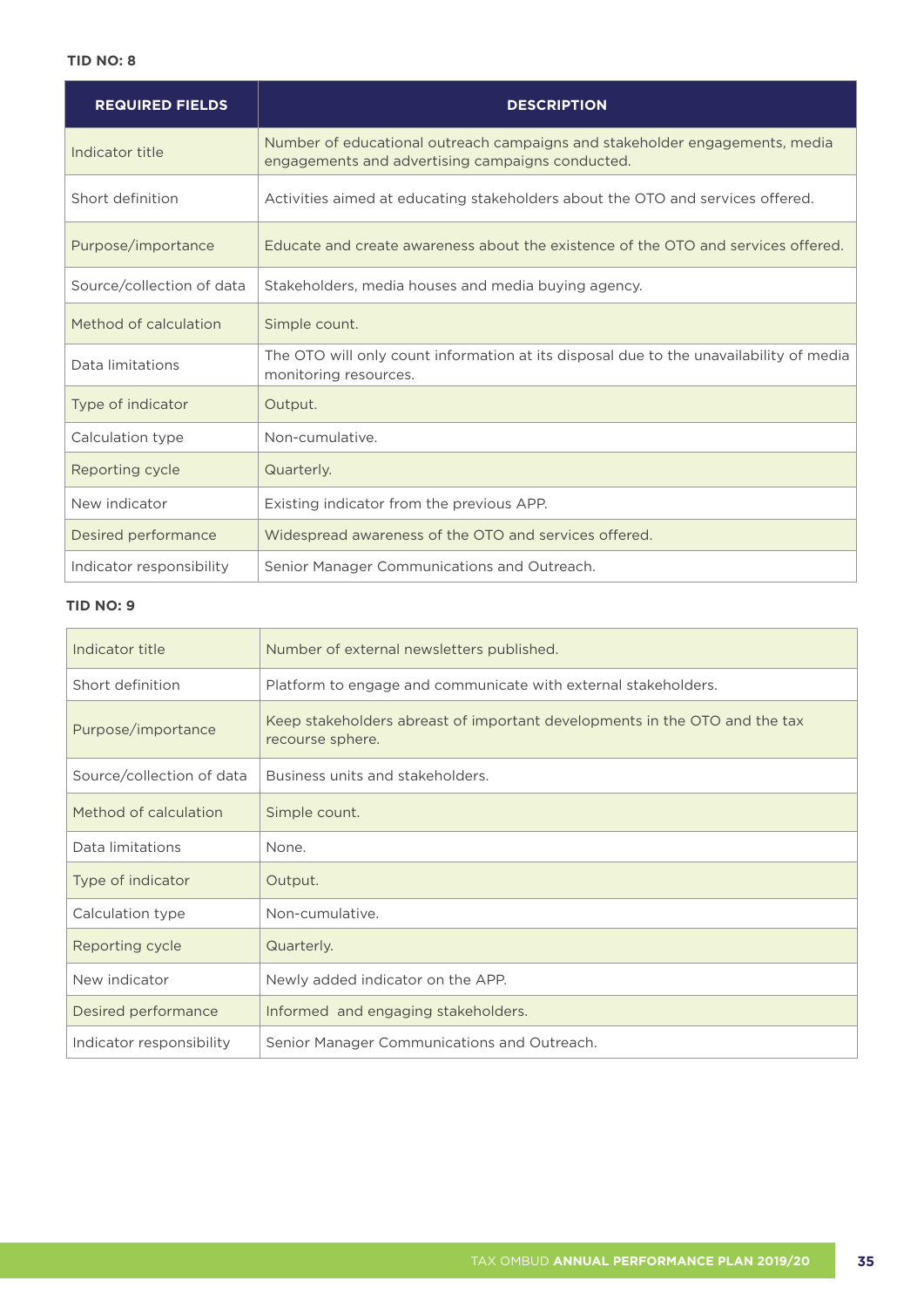**TID NO: 8**

| REQUIRED FIELDS | DESCRIPTION |
|---|---|
| Indicator title | Number of educational outreach campaigns and stakeholder engagements, media engagements and advertising campaigns conducted. |
| Short definition | Activities aimed at educating stakeholders about the OTO and services offered. |
| Purpose/importance | Educate and create awareness about the existence of the OTO and services offered. |
| Source/collection of data | Stakeholders, media houses and media buying agency. |
| Method of calculation | Simple count. |
| Data limitations | The OTO will only count information at its disposal due to the unavailability of media monitoring resources. |
| Type of indicator | Output. |
| Calculation type | Non-cumulative. |
| Reporting cycle | Quarterly. |
| New indicator | Existing indicator from the previous APP. |
| Desired performance | Widespread awareness of the OTO and services offered. |
| Indicator responsibility | Senior Manager Communications and Outreach. |

**TID NO: 9**

| | |
|---|---|
| Indicator title | Number of external newsletters published. |
| Short definition | Platform to engage and communicate with external stakeholders. |
| Purpose/importance | Keep stakeholders abreast of important developments in the OTO and the tax recourse sphere. |
| Source/collection of data | Business units and stakeholders. |
| Method of calculation | Simple count. |
| Data limitations | None. |
| Type of indicator | Output. |
| Calculation type | Non-cumulative. |
| Reporting cycle | Quarterly. |
| New indicator | Newly added indicator on the APP. |
| Desired performance | Informed and engaging stakeholders. |
| Indicator responsibility | Senior Manager Communications and Outreach. |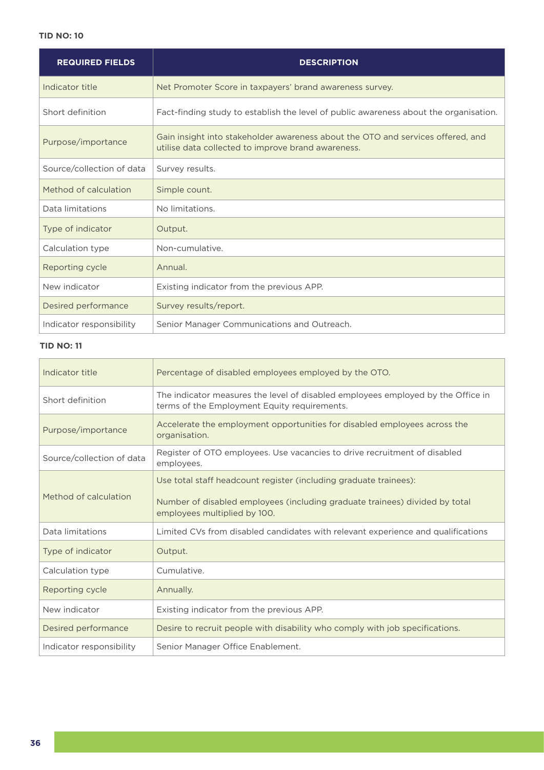**TID NO: 10**

| REQUIRED FIELDS | DESCRIPTION |
| --- | --- |
| Indicator title | Net Promoter Score in taxpayers' brand awareness survey. |
| Short definition | Fact-finding study to establish the level of public awareness about the organisation. |
| Purpose/importance | Gain insight into stakeholder awareness about the OTO and services offered, and utilise data collected to improve brand awareness. |
| Source/collection of data | Survey results. |
| Method of calculation | Simple count. |
| Data limitations | No limitations. |
| Type of indicator | Output. |
| Calculation type | Non-cumulative. |
| Reporting cycle | Annual. |
| New indicator | Existing indicator from the previous APP. |
| Desired performance | Survey results/report. |
| Indicator responsibility | Senior Manager Communications and Outreach. |

**TID NO: 11**

| | |
| --- | --- |
| Indicator title | Percentage of disabled employees employed by the OTO. |
| Short definition | The indicator measures the level of disabled employees employed by the Office in terms of the Employment Equity requirements. |
| Purpose/importance | Accelerate the employment opportunities for disabled employees across the organisation. |
| Source/collection of data | Register of OTO employees. Use vacancies to drive recruitment of disabled employees. |
| Method of calculation | Use total staff headcount register (including graduate trainees):<br><br>Number of disabled employees (including graduate trainees) divided by total employees multiplied by 100. |
| Data limitations | Limited CVs from disabled candidates with relevant experience and qualifications |
| Type of indicator | Output. |
| Calculation type | Cumulative. |
| Reporting cycle | Annually. |
| New indicator | Existing indicator from the previous APP. |
| Desired performance | Desire to recruit people with disability who comply with job specifications. |
| Indicator responsibility | Senior Manager Office Enablement. |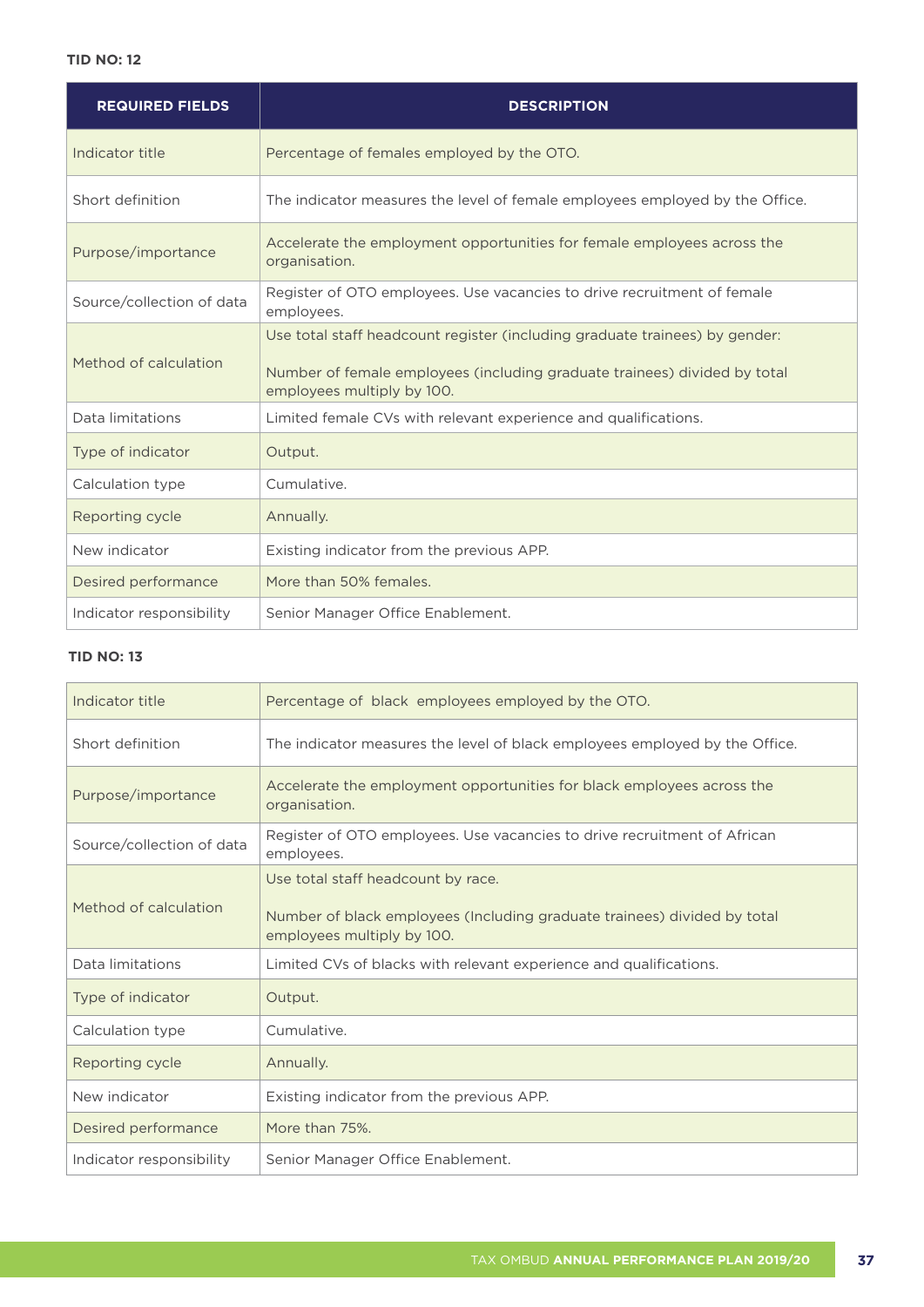**TID NO: 12**

| REQUIRED FIELDS | DESCRIPTION |
|---|---|
| Indicator title | Percentage of females employed by the OTO. |
| Short definition | The indicator measures the level of female employees employed by the Office. |
| Purpose/importance | Accelerate the employment opportunities for female employees across the organisation. |
| Source/collection of data | Register of OTO employees. Use vacancies to drive recruitment of female employees. |
| Method of calculation | Use total staff headcount register (including graduate trainees) by gender:<br><br>Number of female employees (including graduate trainees) divided by total employees multiply by 100. |
| Data limitations | Limited female CVs with relevant experience and qualifications. |
| Type of indicator | Output. |
| Calculation type | Cumulative. |
| Reporting cycle | Annually. |
| New indicator | Existing indicator from the previous APP. |
| Desired performance | More than 50% females. |
| Indicator responsibility | Senior Manager Office Enablement. |

**TID NO: 13**

| REQUIRED FIELDS | DESCRIPTION |
|---|---|
| Indicator title | Percentage of black employees employed by the OTO. |
| Short definition | The indicator measures the level of black employees employed by the Office. |
| Purpose/importance | Accelerate the employment opportunities for black employees across the organisation. |
| Source/collection of data | Register of OTO employees. Use vacancies to drive recruitment of African employees. |
| Method of calculation | Use total staff headcount by race.<br><br>Number of black employees (Including graduate trainees) divided by total employees multiply by 100. |
| Data limitations | Limited CVs of blacks with relevant experience and qualifications. |
| Type of indicator | Output. |
| Calculation type | Cumulative. |
| Reporting cycle | Annually. |
| New indicator | Existing indicator from the previous APP. |
| Desired performance | More than 75%. |
| Indicator responsibility | Senior Manager Office Enablement. |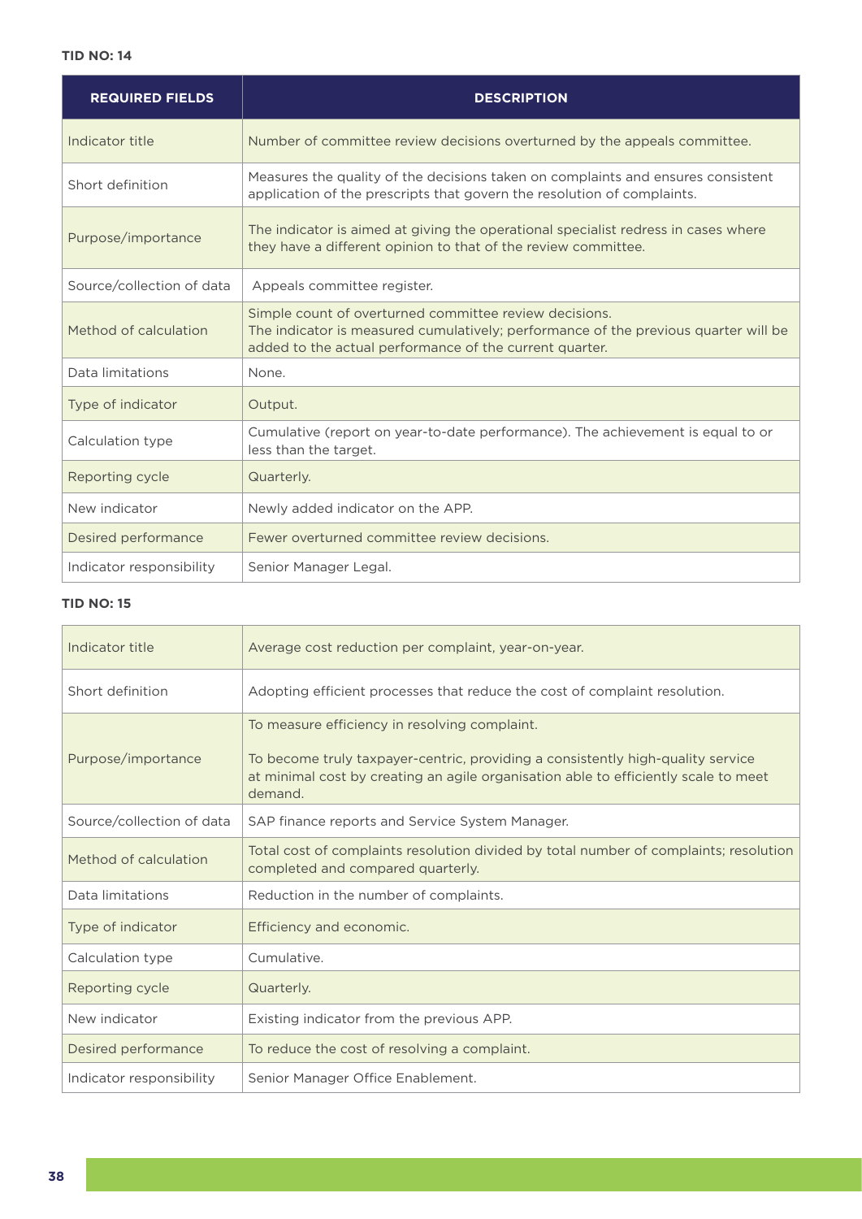**TID NO: 14**

| REQUIRED FIELDS | DESCRIPTION |
|---|---|
| Indicator title | Number of committee review decisions overturned by the appeals committee. |
| Short definition | Measures the quality of the decisions taken on complaints and ensures consistent application of the prescripts that govern the resolution of complaints. |
| Purpose/importance | The indicator is aimed at giving the operational specialist redress in cases where they have a different opinion to that of the review committee. |
| Source/collection of data | Appeals committee register. |
| Method of calculation | Simple count of overturned committee review decisions.<br>The indicator is measured cumulatively; performance of the previous quarter will be added to the actual performance of the current quarter. |
| Data limitations | None. |
| Type of indicator | Output. |
| Calculation type | Cumulative (report on year-to-date performance). The achievement is equal to or less than the target. |
| Reporting cycle | Quarterly. |
| New indicator | Newly added indicator on the APP. |
| Desired performance | Fewer overturned committee review decisions. |
| Indicator responsibility | Senior Manager Legal. |

**TID NO: 15**

| REQUIRED FIELDS | DESCRIPTION |
|---|---|
| Indicator title | Average cost reduction per complaint, year-on-year. |
| Short definition | Adopting efficient processes that reduce the cost of complaint resolution. |
| Purpose/importance | To measure efficiency in resolving complaint.<br><br>To become truly taxpayer-centric, providing a consistently high-quality service at minimal cost by creating an agile organisation able to efficiently scale to meet demand. |
| Source/collection of data | SAP finance reports and Service System Manager. |
| Method of calculation | Total cost of complaints resolution divided by total number of complaints; resolution completed and compared quarterly. |
| Data limitations | Reduction in the number of complaints. |
| Type of indicator | Efficiency and economic. |
| Calculation type | Cumulative. |
| Reporting cycle | Quarterly. |
| New indicator | Existing indicator from the previous APP. |
| Desired performance | To reduce the cost of resolving a complaint. |
| Indicator responsibility | Senior Manager Office Enablement. |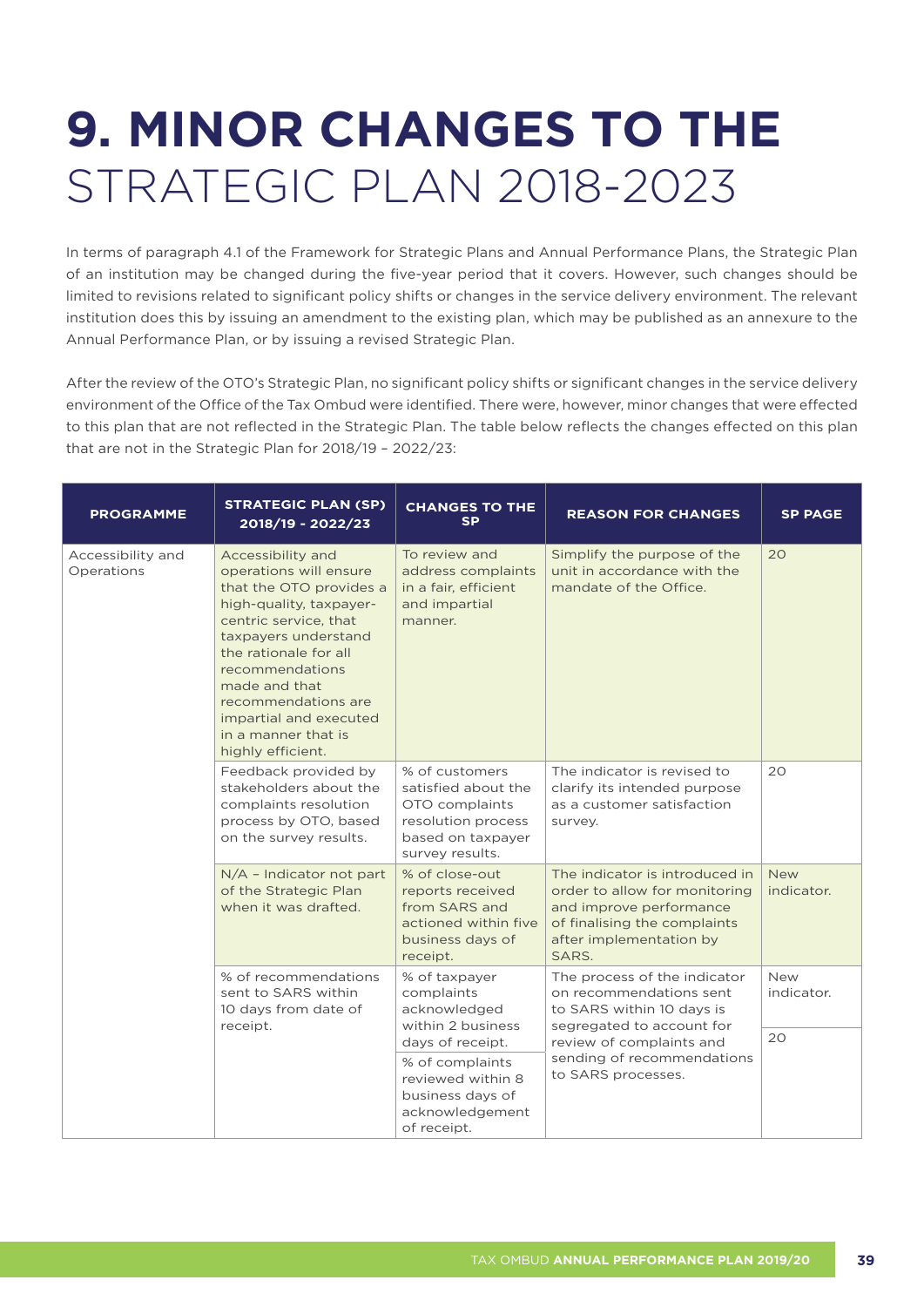# 9. MINOR CHANGES TO THE STRATEGIC PLAN 2018-2023

In terms of paragraph 4.1 of the Framework for Strategic Plans and Annual Performance Plans, the Strategic Plan of an institution may be changed during the five-year period that it covers. However, such changes should be limited to revisions related to significant policy shifts or changes in the service delivery environment. The relevant institution does this by issuing an amendment to the existing plan, which may be published as an annexure to the Annual Performance Plan, or by issuing a revised Strategic Plan.

After the review of the OTO's Strategic Plan, no significant policy shifts or significant changes in the service delivery environment of the Office of the Tax Ombud were identified. There were, however, minor changes that were effected to this plan that are not reflected in the Strategic Plan. The table below reflects the changes effected on this plan that are not in the Strategic Plan for 2018/19 – 2022/23:

| PROGRAMME | STRATEGIC PLAN (SP) 2018/19 - 2022/23 | CHANGES TO THE SP | REASON FOR CHANGES | SP PAGE |
|---|---|---|---|---|
| Accessibility and Operations | Accessibility and operations will ensure that the OTO provides a high-quality, taxpayer-centric service, that taxpayers understand the rationale for all recommendations made and that recommendations are impartial and executed in a manner that is highly efficient. | To review and address complaints in a fair, efficient and impartial manner. | Simplify the purpose of the unit in accordance with the mandate of the Office. | 20 |
| | Feedback provided by stakeholders about the complaints resolution process by OTO, based on the survey results. | % of customers satisfied about the OTO complaints resolution process based on taxpayer survey results. | The indicator is revised to clarify its intended purpose as a customer satisfaction survey. | 20 |
| | N/A – Indicator not part of the Strategic Plan when it was drafted. | % of close-out reports received from SARS and actioned within five business days of receipt. | The indicator is introduced in order to allow for monitoring and improve performance of finalising the complaints after implementation by SARS. | New indicator. |
| | % of recommendations sent to SARS within 10 days from date of receipt. | % of taxpayer complaints acknowledged within 2 business days of receipt. | The process of the indicator on recommendations sent to SARS within 10 days is segregated to account for review of complaints and sending of recommendations to SARS processes. | New indicator. |
| | | % of complaints reviewed within 8 business days of acknowledgement of receipt. | | 20 |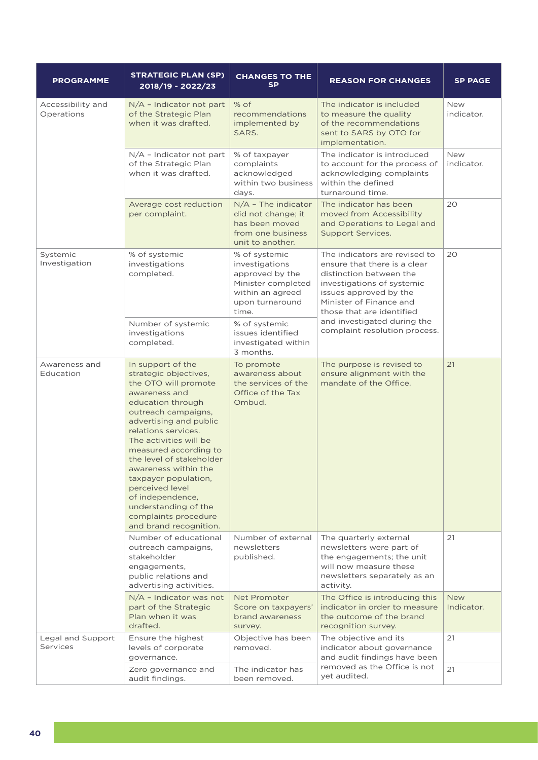| PROGRAMME | STRATEGIC PLAN (SP) 2018/19 - 2022/23 | CHANGES TO THE SP | REASON FOR CHANGES | SP PAGE |
|---|---|---|---|---|
| Accessibility and Operations | N/A – Indicator not part of the Strategic Plan when it was drafted. | % of recommendations implemented by SARS. | The indicator is included to measure the quality of the recommendations sent to SARS by OTO for implementation. | New indicator. |
| | N/A – Indicator not part of the Strategic Plan when it was drafted. | % of taxpayer complaints acknowledged within two business days. | The indicator is introduced to account for the process of acknowledging complaints within the defined turnaround time. | New indicator. |
| | Average cost reduction per complaint. | N/A – The indicator did not change; it has been moved from one business unit to another. | The indicator has been moved from Accessibility and Operations to Legal and Support Services. | 20 |
| Systemic Investigation | % of systemic investigations completed. | % of systemic investigations approved by the Minister completed within an agreed upon turnaround time. | The indicators are revised to ensure that there is a clear distinction between the investigations of systemic issues approved by the Minister of Finance and those that are identified and investigated during the complaint resolution process. | 20 |
| | Number of systemic investigations completed. | % of systemic issues identified investigated within 3 months. | | |
| Awareness and Education | In support of the strategic objectives, the OTO will promote awareness and education through outreach campaigns, advertising and public relations services. The activities will be measured according to the level of stakeholder awareness within the taxpayer population, perceived level of independence, understanding of the complaints procedure and brand recognition. | To promote awareness about the services of the Office of the Tax Ombud. | The purpose is revised to ensure alignment with the mandate of the Office. | 21 |
| | Number of educational outreach campaigns, stakeholder engagements, public relations and advertising activities. | Number of external newsletters published. | The quarterly external newsletters were part of the engagements; the unit will now measure these newsletters separately as an activity. | 21 |
| | N/A – Indicator was not part of the Strategic Plan when it was drafted. | Net Promoter Score on taxpayers' brand awareness survey. | The Office is introducing this indicator in order to measure the outcome of the brand recognition survey. | New Indicator. |
| Legal and Support Services | Ensure the highest levels of corporate governance. | Objective has been removed. | The objective and its indicator about governance and audit findings have been removed as the Office is not yet audited. | 21 |
| | Zero governance and audit findings. | The indicator has been removed. | | 21 |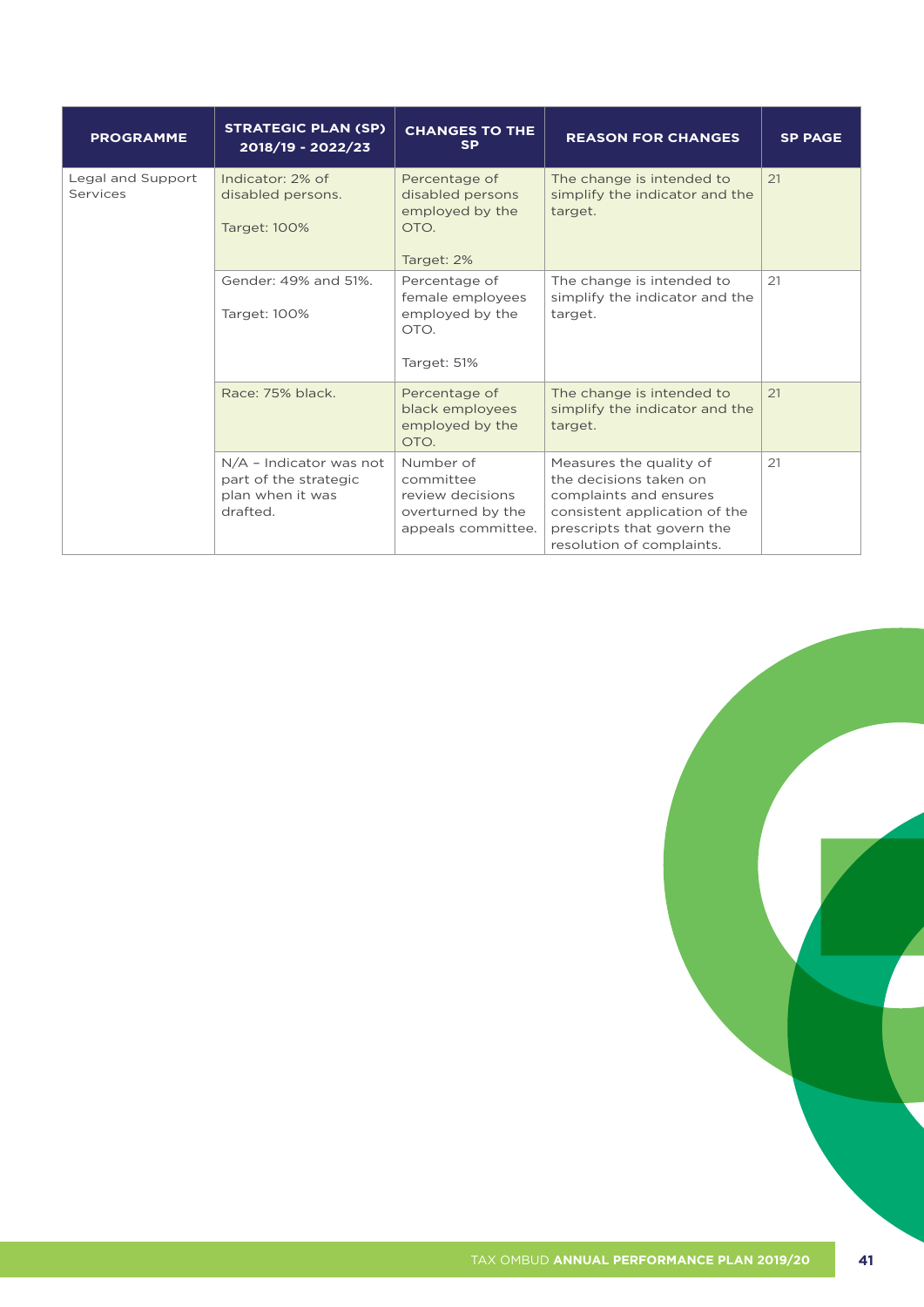| PROGRAMME | STRATEGIC PLAN (SP) 2018/19 - 2022/23 | CHANGES TO THE SP | REASON FOR CHANGES | SP PAGE |
|---|---|---|---|---|
| Legal and Support Services | Indicator: 2% of disabled persons.<br><br>Target: 100% | Percentage of disabled persons employed by the OTO.<br><br>Target: 2% | The change is intended to simplify the indicator and the target. | 21 |
| | Gender: 49% and 51%.<br><br>Target: 100% | Percentage of female employees employed by the OTO.<br><br>Target: 51% | The change is intended to simplify the indicator and the target. | 21 |
| | Race: 75% black. | Percentage of black employees employed by the OTO. | The change is intended to simplify the indicator and the target. | 21 |
| | N/A – Indicator was not part of the strategic plan when it was drafted. | Number of committee review decisions overturned by the appeals committee. | Measures the quality of the decisions taken on complaints and ensures consistent application of the prescripts that govern the resolution of complaints. | 21 |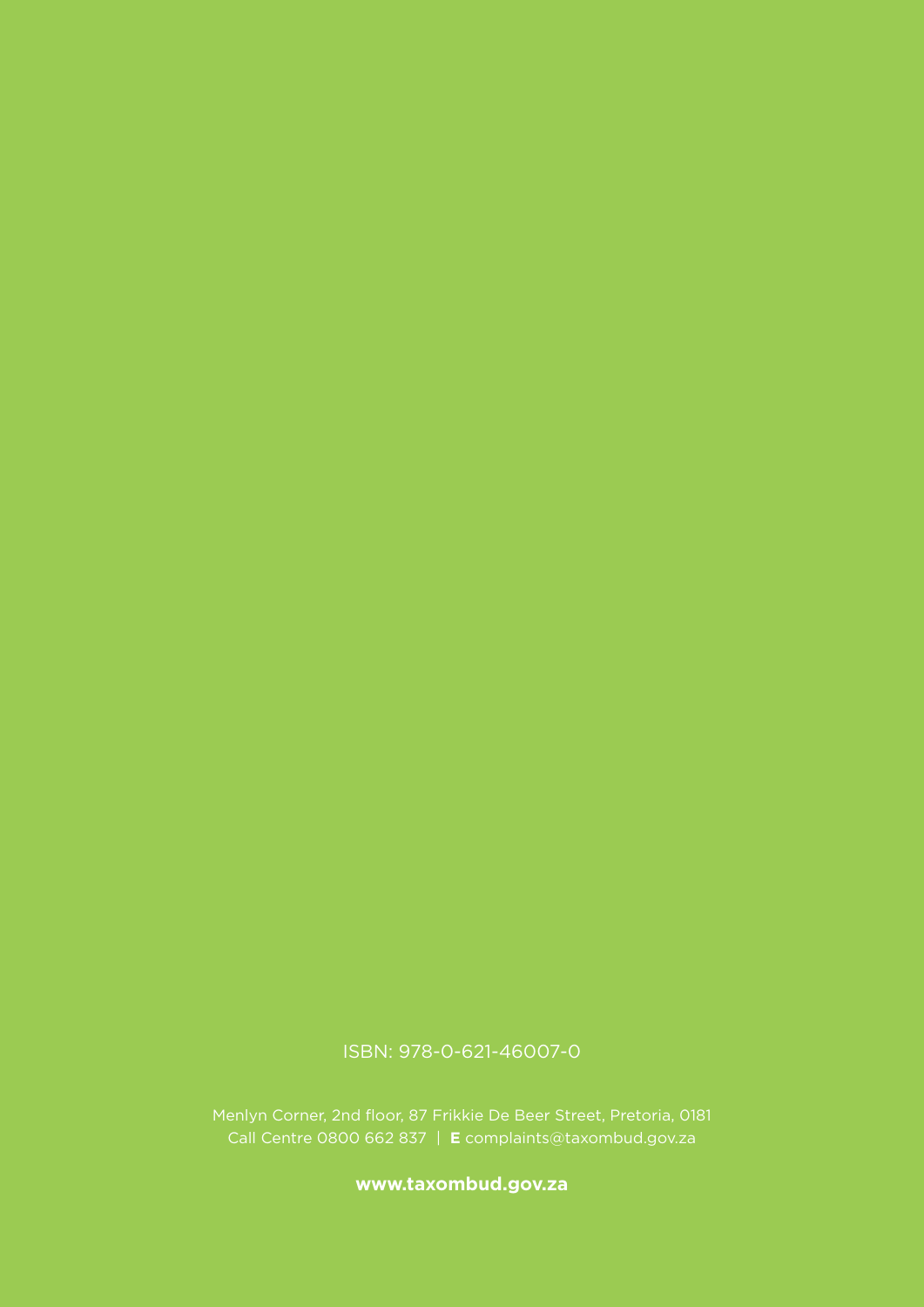ISBN: 978-0-621-46007-0

Menlyn Corner, 2nd floor, 87 Frikkie De Beer Street, Pretoria, 0181
Call Centre 0800 662 837 | **E** complaints@taxombud.gov.za

**www.taxombud.gov.za**